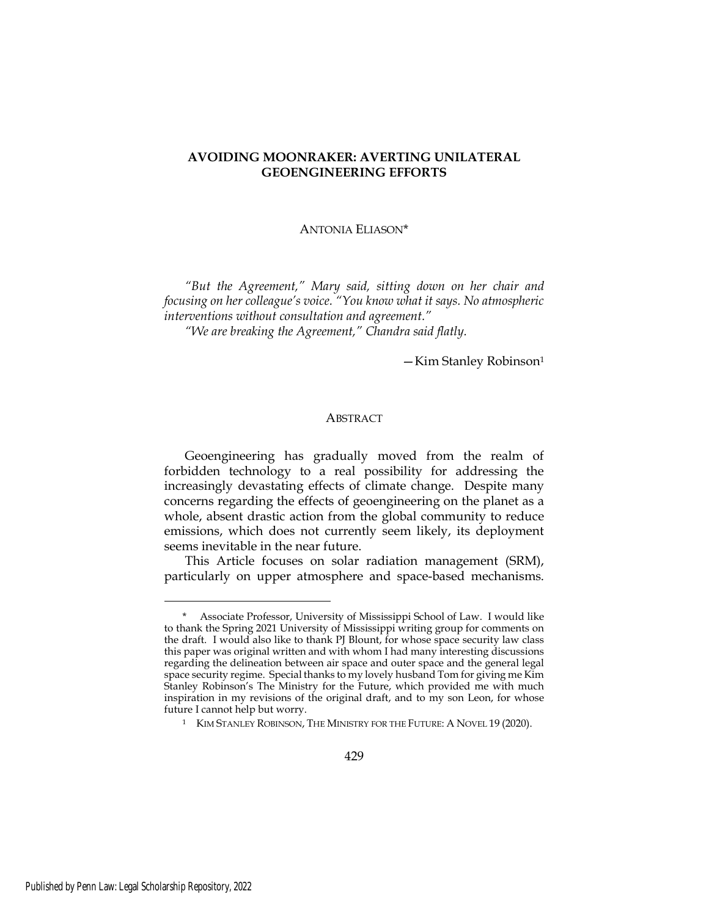# AVOIDING MOONRAKER: AVERTING UNILATERAL GEOENGINEERING EFFORTS

ANTONIA ELIASON*

*"But the Agreement," Mary said, sitting down on her chair and focusing on her colleague's voice. "You know what it says. No atmospheric interventions without consultation and agreement."*

*"We are breaking the Agreement," Chandra said flatly.*

—Kim Stanley Robinson[1]

## ABSTRACT

Geoengineering has gradually moved from the realm of forbidden technology to a real possibility for addressing the increasingly devastating effects of climate change. Despite many concerns regarding the effects of geoengineering on the planet as a whole, absent drastic action from the global community to reduce emissions, which does not currently seem likely, its deployment seems inevitable in the near future.

This Article focuses on solar radiation management (SRM), particularly on upper atmosphere and space-based mechanisms.

---

\* Associate Professor, University of Mississippi School of Law. I would like to thank the Spring 2021 University of Mississippi writing group for comments on the draft. I would also like to thank PJ Blount, for whose space security law class this paper was original written and with whom I had many interesting discussions regarding the delineation between air space and outer space and the general legal space security regime. Special thanks to my lovely husband Tom for giving me Kim Stanley Robinson's The Ministry for the Future, which provided me with much inspiration in my revisions of the original draft, and to my son Leon, for whose future I cannot help but worry.

[1] KIM STANLEY ROBINSON, THE MINISTRY FOR THE FUTURE: A NOVEL 19 (2020).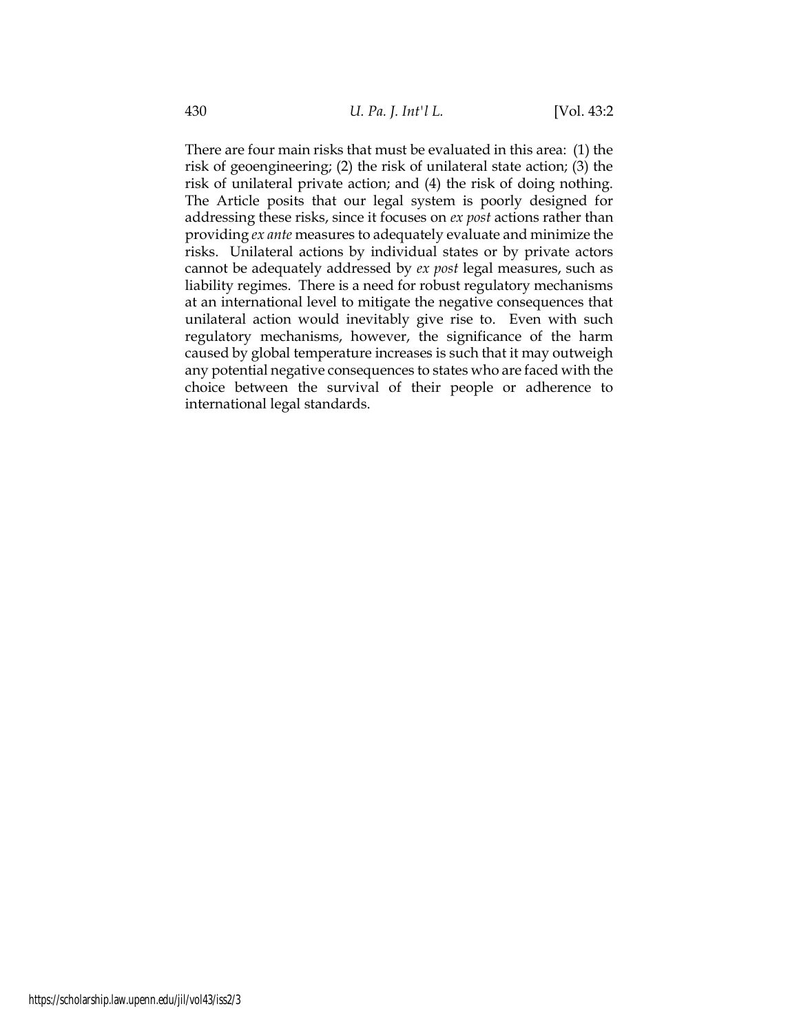There are four main risks that must be evaluated in this area: (1) the risk of geoengineering; (2) the risk of unilateral state action; (3) the risk of unilateral private action; and (4) the risk of doing nothing. The Article posits that our legal system is poorly designed for addressing these risks, since it focuses on *ex post* actions rather than providing *ex ante* measures to adequately evaluate and minimize the risks. Unilateral actions by individual states or by private actors cannot be adequately addressed by *ex post* legal measures, such as liability regimes. There is a need for robust regulatory mechanisms at an international level to mitigate the negative consequences that unilateral action would inevitably give rise to. Even with such regulatory mechanisms, however, the significance of the harm caused by global temperature increases is such that it may outweigh any potential negative consequences to states who are faced with the choice between the survival of their people or adherence to international legal standards.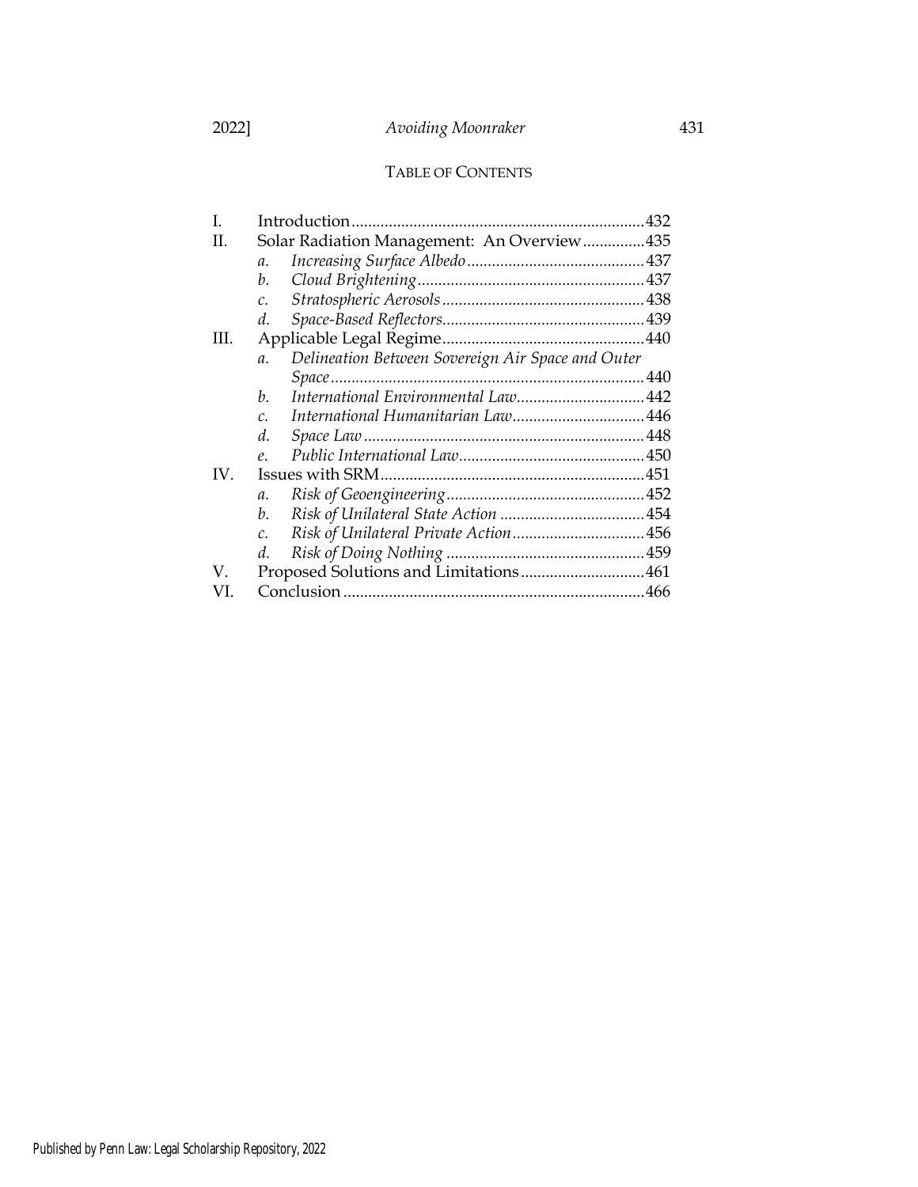TABLE OF CONTENTS

| | | |
|---|---|---|
| I. | Introduction | 432 |
| II. | Solar Radiation Management: An Overview | 435 |
| | *a. Increasing Surface Albedo* | 437 |
| | *b. Cloud Brightening* | 437 |
| | *c. Stratospheric Aerosols* | 438 |
| | *d. Space-Based Reflectors* | 439 |
| III. | Applicable Legal Regime | 440 |
| | *a. Delineation Between Sovereign Air Space and Outer Space* | 440 |
| | *b. International Environmental Law* | 442 |
| | *c. International Humanitarian Law* | 446 |
| | *d. Space Law* | 448 |
| | *e. Public International Law* | 450 |
| IV. | Issues with SRM | 451 |
| | *a. Risk of Geoengineering* | 452 |
| | *b. Risk of Unilateral State Action* | 454 |
| | *c. Risk of Unilateral Private Action* | 456 |
| | *d. Risk of Doing Nothing* | 459 |
| V. | Proposed Solutions and Limitations | 461 |
| VI. | Conclusion | 466 |

Published by Penn Law: Legal Scholarship Repository, 2022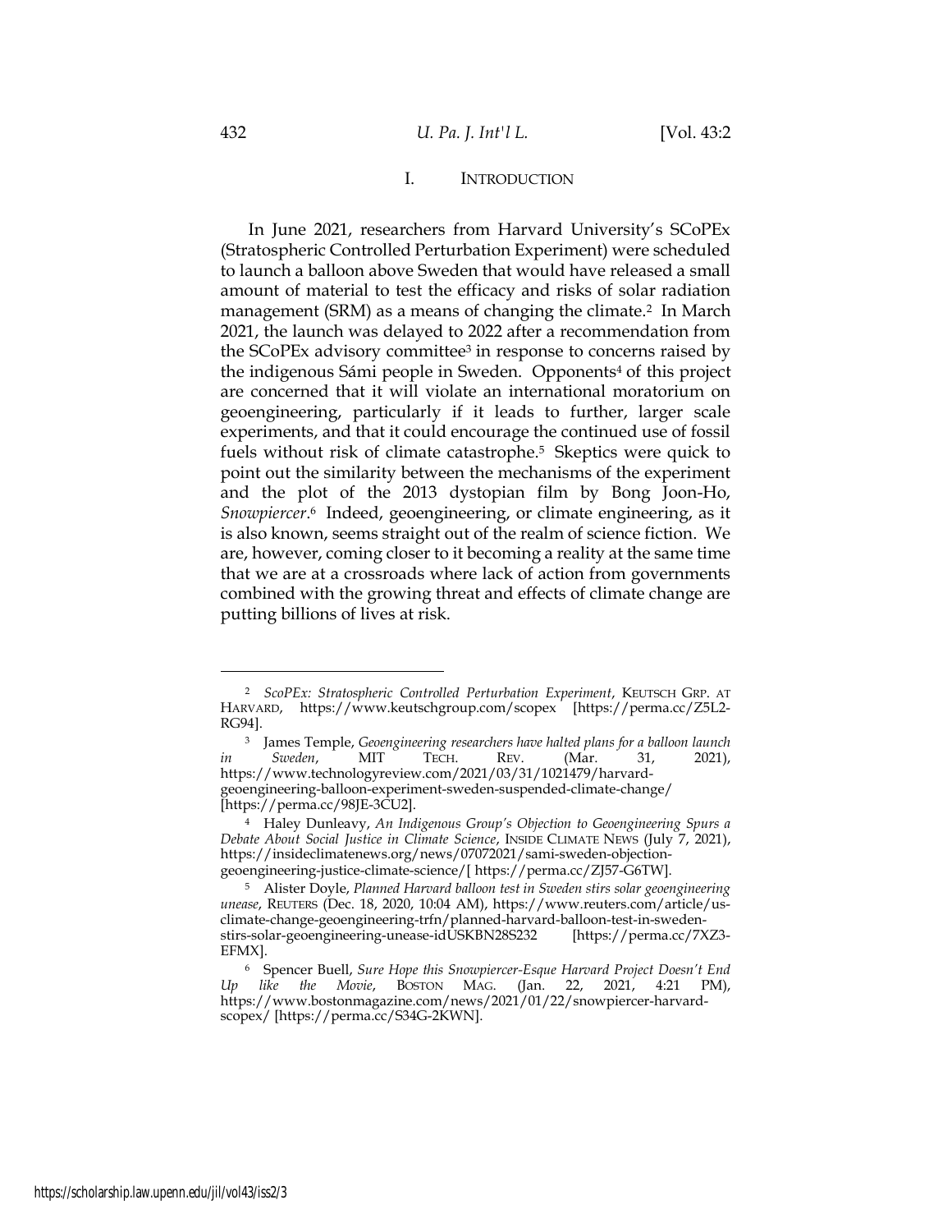## I. INTRODUCTION

In June 2021, researchers from Harvard University's SCoPEx (Stratospheric Controlled Perturbation Experiment) were scheduled to launch a balloon above Sweden that would have released a small amount of material to test the efficacy and risks of solar radiation management (SRM) as a means of changing the climate.[2] In March 2021, the launch was delayed to 2022 after a recommendation from the SCoPEx advisory committee[3] in response to concerns raised by the indigenous Sámi people in Sweden. Opponents[4] of this project are concerned that it will violate an international moratorium on geoengineering, particularly if it leads to further, larger scale experiments, and that it could encourage the continued use of fossil fuels without risk of climate catastrophe.[5] Skeptics were quick to point out the similarity between the mechanisms of the experiment and the plot of the 2013 dystopian film by Bong Joon-Ho, *Snowpiercer*.[6] Indeed, geoengineering, or climate engineering, as it is also known, seems straight out of the realm of science fiction. We are, however, coming closer to it becoming a reality at the same time that we are at a crossroads where lack of action from governments combined with the growing threat and effects of climate change are putting billions of lives at risk.

---

[2] *ScoPEx: Stratospheric Controlled Perturbation Experiment*, KEUTSCH GRP. AT HARVARD, https://www.keutschgroup.com/scopex [https://perma.cc/Z5L2-RG94].

[3] James Temple, *Geoengineering researchers have halted plans for a balloon launch in Sweden*, MIT TECH. REV. (Mar. 31, 2021), https://www.technologyreview.com/2021/03/31/1021479/harvard-geoengineering-balloon-experiment-sweden-suspended-climate-change/ [https://perma.cc/98JE-3CU2].

[4] Haley Dunleavy, *An Indigenous Group's Objection to Geoengineering Spurs a Debate About Social Justice in Climate Science*, INSIDE CLIMATE NEWS (July 7, 2021), https://insideclimatenews.org/news/07072021/sami-sweden-objection-geoengineering-justice-climate-science/[ https://perma.cc/ZJ57-G6TW].

[5] Alister Doyle, *Planned Harvard balloon test in Sweden stirs solar geoengineering unease*, REUTERS (Dec. 18, 2020, 10:04 AM), https://www.reuters.com/article/us-climate-change-geoengineering-trfn/planned-harvard-balloon-test-in-sweden-stirs-solar-geoengineering-unease-idUSKBN28S232 [https://perma.cc/7XZ3-EFMX].

[6] Spencer Buell, *Sure Hope this Snowpiercer-Esque Harvard Project Doesn't End Up like the Movie*, BOSTON MAG. (Jan. 22, 2021, 4:21 PM), https://www.bostonmagazine.com/news/2021/01/22/snowpiercer-harvard-scopex/ [https://perma.cc/S34G-2KWN].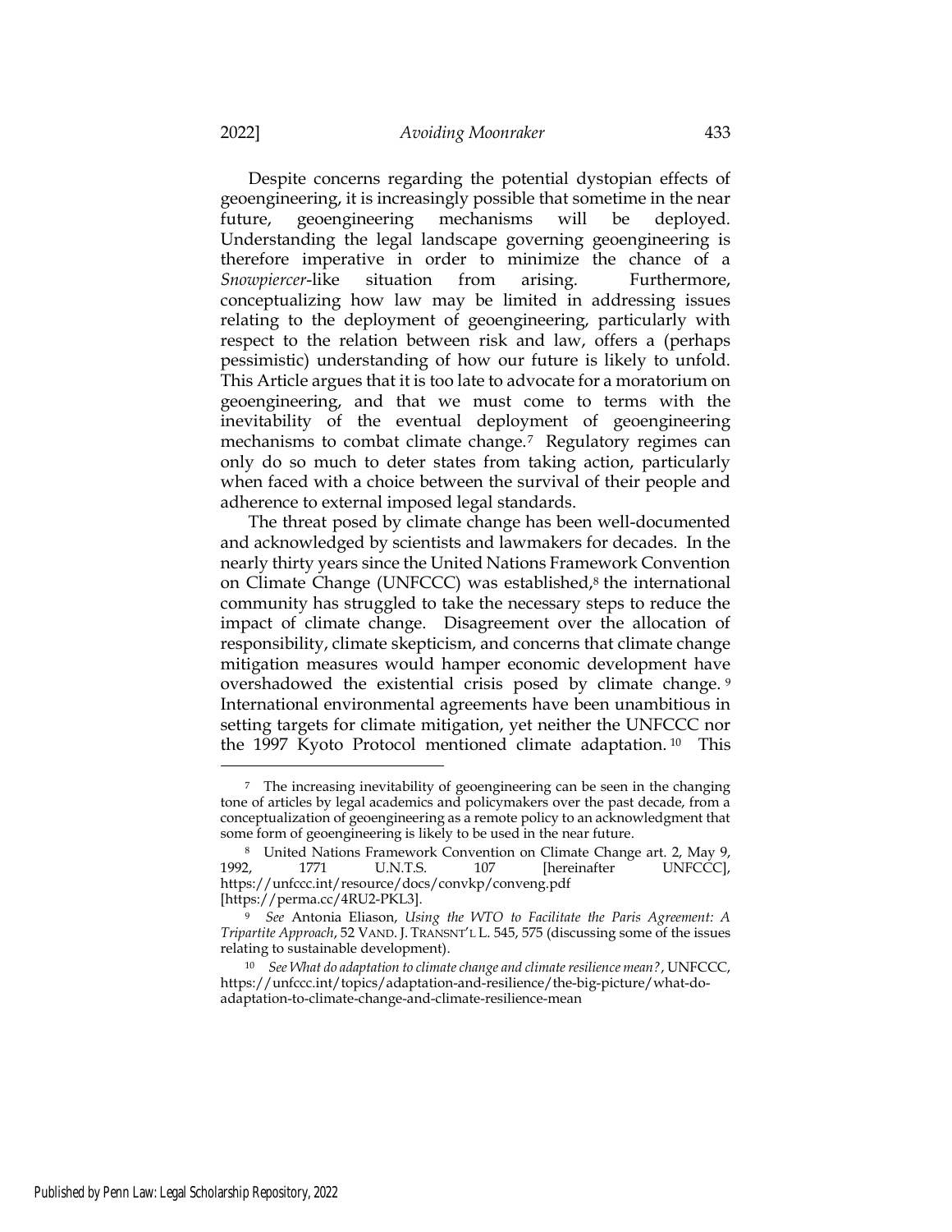Despite concerns regarding the potential dystopian effects of geoengineering, it is increasingly possible that sometime in the near future, geoengineering mechanisms will be deployed. Understanding the legal landscape governing geoengineering is therefore imperative in order to minimize the chance of a *Snowpiercer*-like situation from arising. Furthermore, conceptualizing how law may be limited in addressing issues relating to the deployment of geoengineering, particularly with respect to the relation between risk and law, offers a (perhaps pessimistic) understanding of how our future is likely to unfold. This Article argues that it is too late to advocate for a moratorium on geoengineering, and that we must come to terms with the inevitability of the eventual deployment of geoengineering mechanisms to combat climate change.[7] Regulatory regimes can only do so much to deter states from taking action, particularly when faced with a choice between the survival of their people and adherence to external imposed legal standards.

The threat posed by climate change has been well-documented and acknowledged by scientists and lawmakers for decades. In the nearly thirty years since the United Nations Framework Convention on Climate Change (UNFCCC) was established,[8] the international community has struggled to take the necessary steps to reduce the impact of climate change. Disagreement over the allocation of responsibility, climate skepticism, and concerns that climate change mitigation measures would hamper economic development have overshadowed the existential crisis posed by climate change.[9] International environmental agreements have been unambitious in setting targets for climate mitigation, yet neither the UNFCCC nor the 1997 Kyoto Protocol mentioned climate adaptation.[10] This

---

[7] The increasing inevitability of geoengineering can be seen in the changing tone of articles by legal academics and policymakers over the past decade, from a conceptualization of geoengineering as a remote policy to an acknowledgment that some form of geoengineering is likely to be used in the near future.

[8] United Nations Framework Convention on Climate Change art. 2, May 9, 1992, 1771 U.N.T.S. 107 [hereinafter UNFCCC], https://unfccc.int/resource/docs/convkp/conveng.pdf [https://perma.cc/4RU2-PKL3].

[9] *See* Antonia Eliason, *Using the WTO to Facilitate the Paris Agreement: A Tripartite Approach*, 52 VAND. J. TRANSNT'L L. 545, 575 (discussing some of the issues relating to sustainable development).

[10] *See What do adaptation to climate change and climate resilience mean?*, UNFCCC, https://unfccc.int/topics/adaptation-and-resilience/the-big-picture/what-do-adaptation-to-climate-change-and-climate-resilience-mean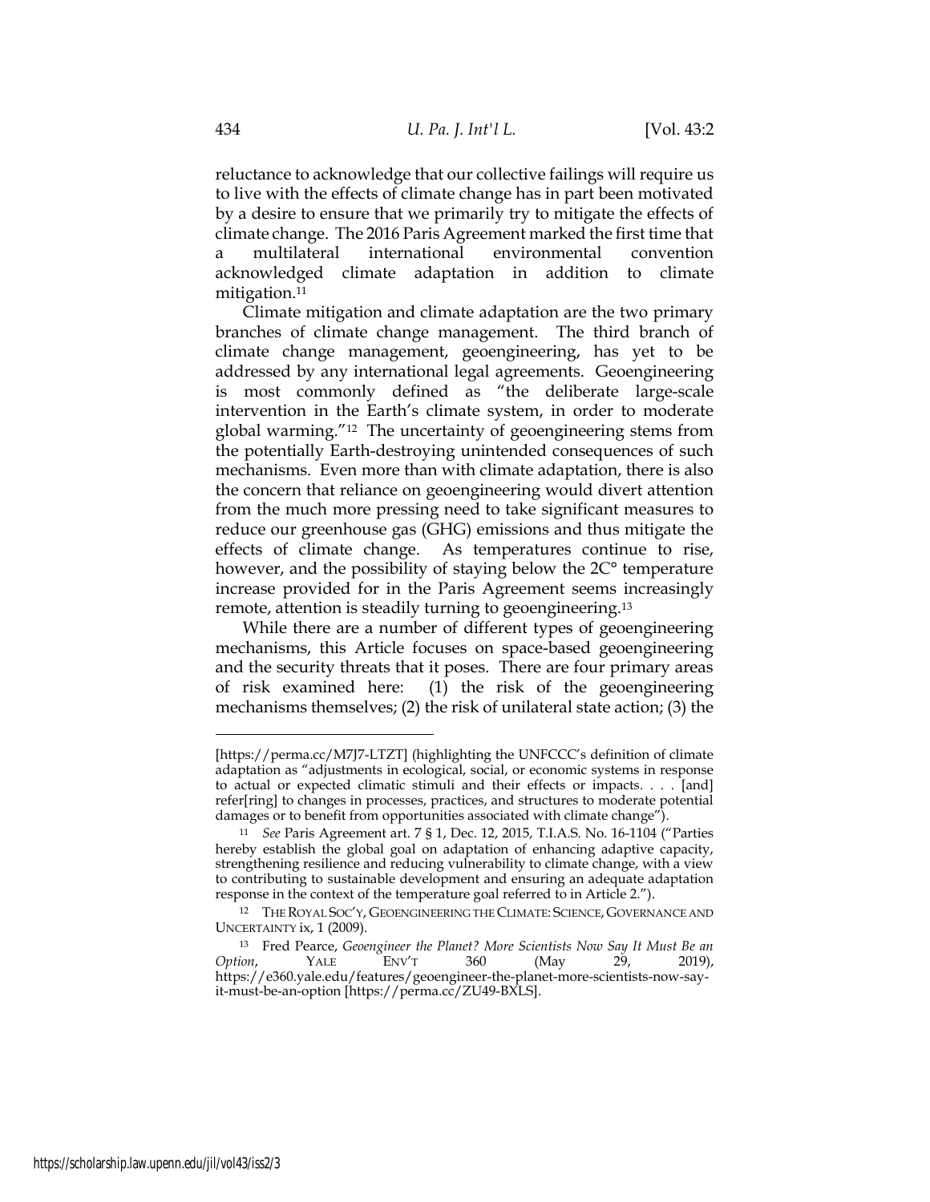reluctance to acknowledge that our collective failings will require us to live with the effects of climate change has in part been motivated by a desire to ensure that we primarily try to mitigate the effects of climate change. The 2016 Paris Agreement marked the first time that a multilateral international environmental convention acknowledged climate adaptation in addition to climate mitigation.[11]

Climate mitigation and climate adaptation are the two primary branches of climate change management. The third branch of climate change management, geoengineering, has yet to be addressed by any international legal agreements. Geoengineering is most commonly defined as "the deliberate large-scale intervention in the Earth's climate system, in order to moderate global warming."[12] The uncertainty of geoengineering stems from the potentially Earth-destroying unintended consequences of such mechanisms. Even more than with climate adaptation, there is also the concern that reliance on geoengineering would divert attention from the much more pressing need to take significant measures to reduce our greenhouse gas (GHG) emissions and thus mitigate the effects of climate change. As temperatures continue to rise, however, and the possibility of staying below the 2C° temperature increase provided for in the Paris Agreement seems increasingly remote, attention is steadily turning to geoengineering.[13]

While there are a number of different types of geoengineering mechanisms, this Article focuses on space-based geoengineering and the security threats that it poses. There are four primary areas of risk examined here: (1) the risk of the geoengineering mechanisms themselves; (2) the risk of unilateral state action; (3) the

---

[https://perma.cc/M7J7-LTZT] (highlighting the UNFCCC's definition of climate adaptation as "adjustments in ecological, social, or economic systems in response to actual or expected climatic stimuli and their effects or impacts. . . . [and] refer[ring] to changes in processes, practices, and structures to moderate potential damages or to benefit from opportunities associated with climate change").

[11] *See* Paris Agreement art. 7 § 1, Dec. 12, 2015, T.I.A.S. No. 16-1104 ("Parties hereby establish the global goal on adaptation of enhancing adaptive capacity, strengthening resilience and reducing vulnerability to climate change, with a view to contributing to sustainable development and ensuring an adequate adaptation response in the context of the temperature goal referred to in Article 2.").

[12] THE ROYAL SOC'Y, GEOENGINEERING THE CLIMATE: SCIENCE, GOVERNANCE AND UNCERTAINTY ix, 1 (2009).

[13] Fred Pearce, *Geoengineer the Planet? More Scientists Now Say It Must Be an Option*, YALE ENV'T 360 (May 29, 2019), https://e360.yale.edu/features/geoengineer-the-planet-more-scientists-now-say-it-must-be-an-option [https://perma.cc/ZU49-BXLS].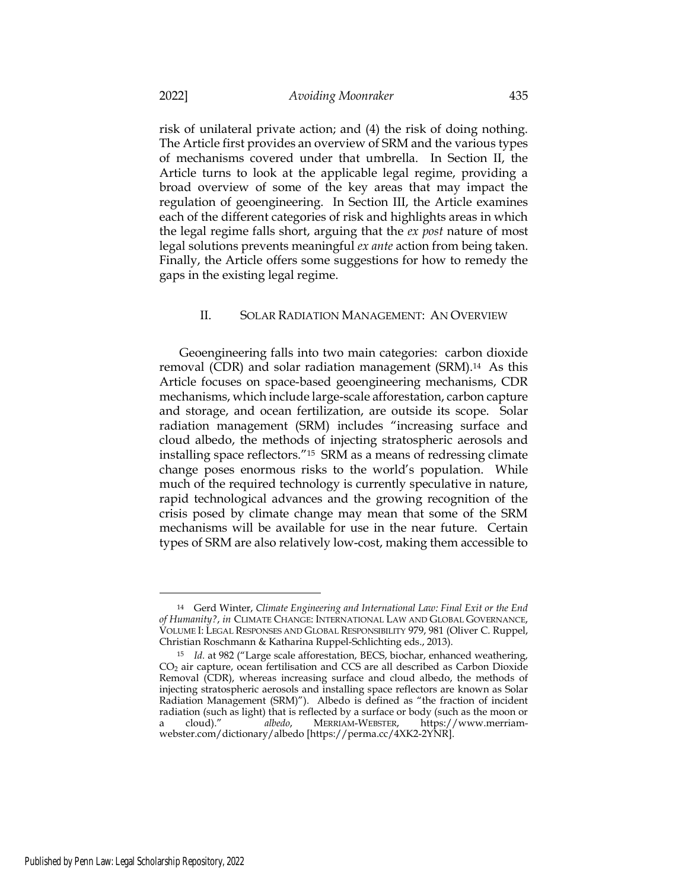risk of unilateral private action; and (4) the risk of doing nothing. The Article first provides an overview of SRM and the various types of mechanisms covered under that umbrella. In Section II, the Article turns to look at the applicable legal regime, providing a broad overview of some of the key areas that may impact the regulation of geoengineering. In Section III, the Article examines each of the different categories of risk and highlights areas in which the legal regime falls short, arguing that the *ex post* nature of most legal solutions prevents meaningful *ex ante* action from being taken. Finally, the Article offers some suggestions for how to remedy the gaps in the existing legal regime.

## II. SOLAR RADIATION MANAGEMENT: AN OVERVIEW

Geoengineering falls into two main categories: carbon dioxide removal (CDR) and solar radiation management (SRM).[14] As this Article focuses on space-based geoengineering mechanisms, CDR mechanisms, which include large-scale afforestation, carbon capture and storage, and ocean fertilization, are outside its scope. Solar radiation management (SRM) includes "increasing surface and cloud albedo, the methods of injecting stratospheric aerosols and installing space reflectors."[15] SRM as a means of redressing climate change poses enormous risks to the world's population. While much of the required technology is currently speculative in nature, rapid technological advances and the growing recognition of the crisis posed by climate change may mean that some of the SRM mechanisms will be available for use in the near future. Certain types of SRM are also relatively low-cost, making them accessible to

---

[14] Gerd Winter, *Climate Engineering and International Law: Final Exit or the End of Humanity?*, *in* CLIMATE CHANGE: INTERNATIONAL LAW AND GLOBAL GOVERNANCE, VOLUME I: LEGAL RESPONSES AND GLOBAL RESPONSIBILITY 979, 981 (Oliver C. Ruppel, Christian Roschmann & Katharina Ruppel-Schlichting eds., 2013).

[15] *Id.* at 982 ("Large scale afforestation, BECS, biochar, enhanced weathering, $CO_2$ air capture, ocean fertilisation and CCS are all described as Carbon Dioxide Removal (CDR), whereas increasing surface and cloud albedo, the methods of injecting stratospheric aerosols and installing space reflectors are known as Solar Radiation Management (SRM)"). Albedo is defined as "the fraction of incident radiation (such as light) that is reflected by a surface or body (such as the moon or a cloud)." *albedo*, MERRIAM-WEBSTER, https://www.merriam-webster.com/dictionary/albedo [https://perma.cc/4XK2-2YNR].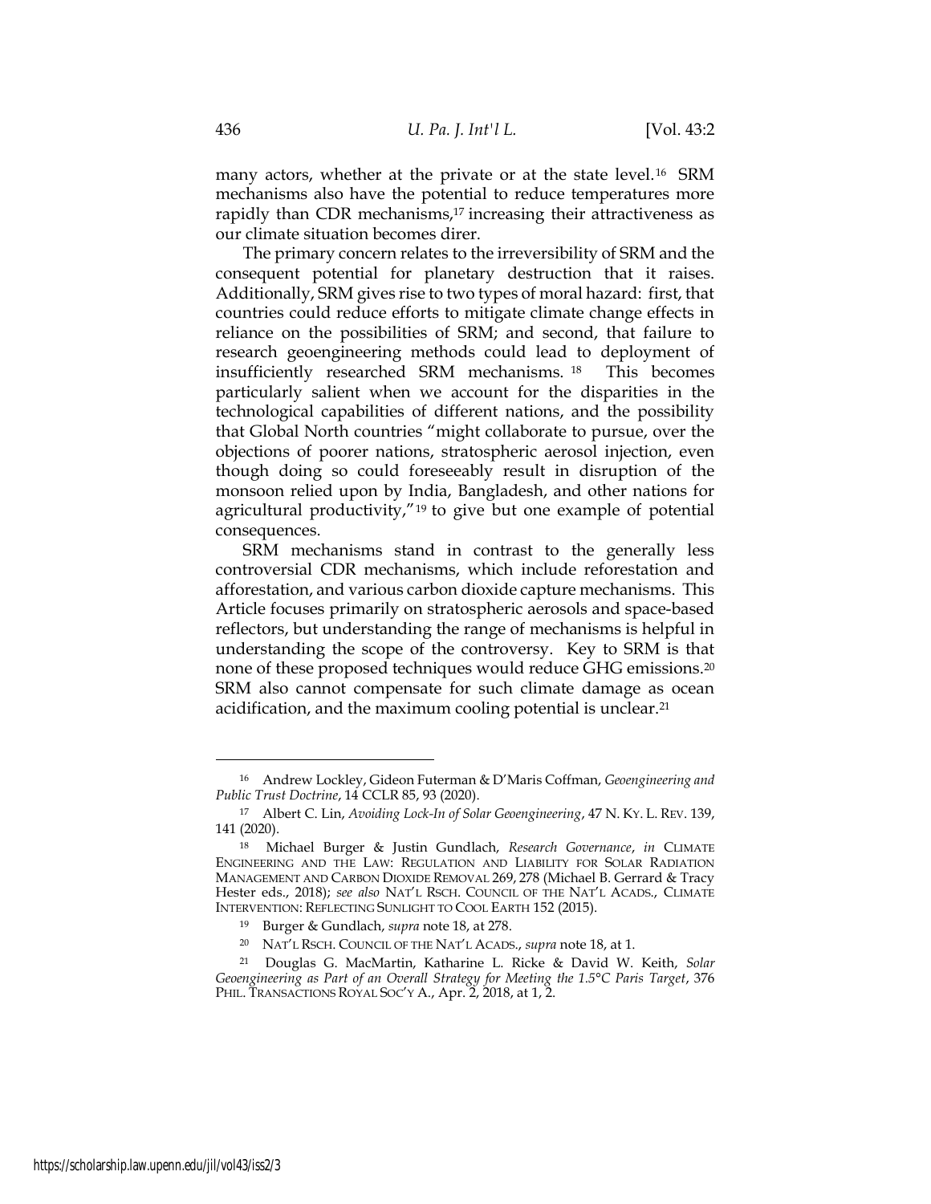many actors, whether at the private or at the state level.[16] SRM mechanisms also have the potential to reduce temperatures more rapidly than CDR mechanisms,[17] increasing their attractiveness as our climate situation becomes direr.

The primary concern relates to the irreversibility of SRM and the consequent potential for planetary destruction that it raises. Additionally, SRM gives rise to two types of moral hazard: first, that countries could reduce efforts to mitigate climate change effects in reliance on the possibilities of SRM; and second, that failure to research geoengineering methods could lead to deployment of insufficiently researched SRM mechanisms.[18] This becomes particularly salient when we account for the disparities in the technological capabilities of different nations, and the possibility that Global North countries "might collaborate to pursue, over the objections of poorer nations, stratospheric aerosol injection, even though doing so could foreseeably result in disruption of the monsoon relied upon by India, Bangladesh, and other nations for agricultural productivity,"[19] to give but one example of potential consequences.

SRM mechanisms stand in contrast to the generally less controversial CDR mechanisms, which include reforestation and afforestation, and various carbon dioxide capture mechanisms. This Article focuses primarily on stratospheric aerosols and space-based reflectors, but understanding the range of mechanisms is helpful in understanding the scope of the controversy. Key to SRM is that none of these proposed techniques would reduce GHG emissions.[20] SRM also cannot compensate for such climate damage as ocean acidification, and the maximum cooling potential is unclear.[21]

---

[16] Andrew Lockley, Gideon Futerman & D'Maris Coffman, *Geoengineering and Public Trust Doctrine*, 14 CCLR 85, 93 (2020).

[17] Albert C. Lin, *Avoiding Lock-In of Solar Geoengineering*, 47 N. KY. L. REV. 139, 141 (2020).

[18] Michael Burger & Justin Gundlach, *Research Governance*, *in* CLIMATE ENGINEERING AND THE LAW: REGULATION AND LIABILITY FOR SOLAR RADIATION MANAGEMENT AND CARBON DIOXIDE REMOVAL 269, 278 (Michael B. Gerrard & Tracy Hester eds., 2018); *see also* NAT'L RSCH. COUNCIL OF THE NAT'L ACADS., CLIMATE INTERVENTION: REFLECTING SUNLIGHT TO COOL EARTH 152 (2015).

[19] Burger & Gundlach, *supra* note 18, at 278.

[20] NAT'L RSCH. COUNCIL OF THE NAT'L ACADS., *supra* note 18, at 1.

[21] Douglas G. MacMartin, Katharine L. Ricke & David W. Keith, *Solar Geoengineering as Part of an Overall Strategy for Meeting the 1.5°C Paris Target*, 376 PHIL. TRANSACTIONS ROYAL SOC'Y A., Apr. 2, 2018, at 1, 2.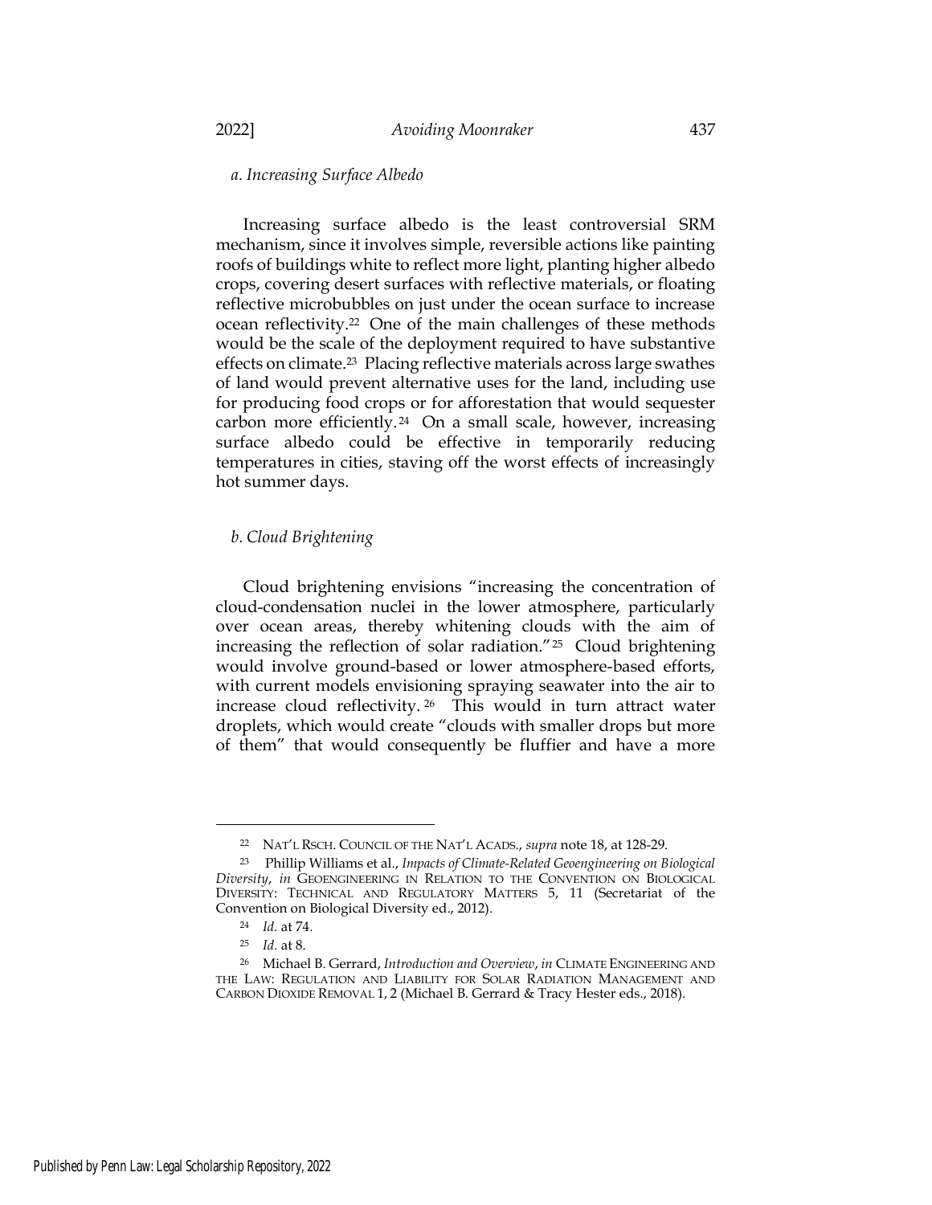### *a. Increasing Surface Albedo*

Increasing surface albedo is the least controversial SRM mechanism, since it involves simple, reversible actions like painting roofs of buildings white to reflect more light, planting higher albedo crops, covering desert surfaces with reflective materials, or floating reflective microbubbles on just under the ocean surface to increase ocean reflectivity.[22] One of the main challenges of these methods would be the scale of the deployment required to have substantive effects on climate.[23] Placing reflective materials across large swathes of land would prevent alternative uses for the land, including use for producing food crops or for afforestation that would sequester carbon more efficiently.[24] On a small scale, however, increasing surface albedo could be effective in temporarily reducing temperatures in cities, staving off the worst effects of increasingly hot summer days.

### *b. Cloud Brightening*

Cloud brightening envisions "increasing the concentration of cloud-condensation nuclei in the lower atmosphere, particularly over ocean areas, thereby whitening clouds with the aim of increasing the reflection of solar radiation."[25] Cloud brightening would involve ground-based or lower atmosphere-based efforts, with current models envisioning spraying seawater into the air to increase cloud reflectivity.[26] This would in turn attract water droplets, which would create "clouds with smaller drops but more of them" that would consequently be fluffier and have a more

---

[22] NAT'L RSCH. COUNCIL OF THE NAT'L ACADS., *supra* note 18, at 128-29.

[23] Phillip Williams et al., *Impacts of Climate-Related Geoengineering on Biological Diversity*, *in* GEOENGINEERING IN RELATION TO THE CONVENTION ON BIOLOGICAL DIVERSITY: TECHNICAL AND REGULATORY MATTERS 5, 11 (Secretariat of the Convention on Biological Diversity ed., 2012).

[24] *Id.* at 74.

[25] *Id.* at 8.

[26] Michael B. Gerrard, *Introduction and Overview*, *in* CLIMATE ENGINEERING AND THE LAW: REGULATION AND LIABILITY FOR SOLAR RADIATION MANAGEMENT AND CARBON DIOXIDE REMOVAL 1, 2 (Michael B. Gerrard & Tracy Hester eds., 2018).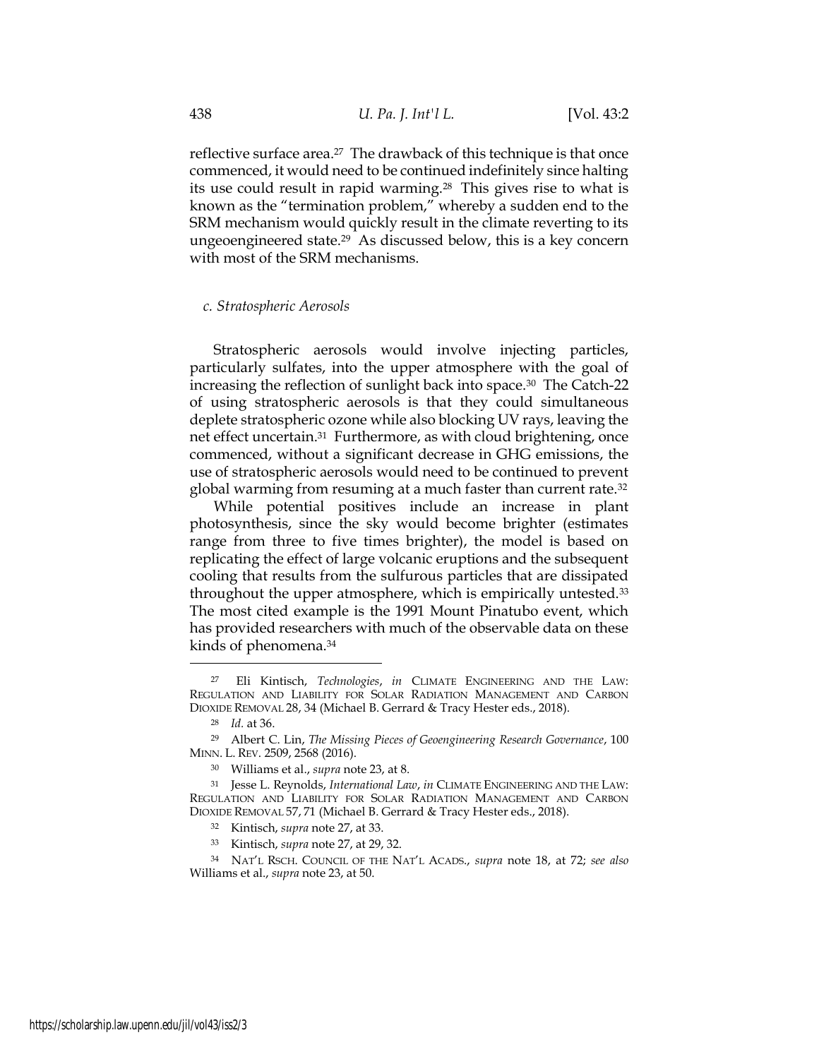reflective surface area.[27] The drawback of this technique is that once commenced, it would need to be continued indefinitely since halting its use could result in rapid warming.[28] This gives rise to what is known as the "termination problem," whereby a sudden end to the SRM mechanism would quickly result in the climate reverting to its ungeoengineered state.[29] As discussed below, this is a key concern with most of the SRM mechanisms.

*c. Stratospheric Aerosols*

Stratospheric aerosols would involve injecting particles, particularly sulfates, into the upper atmosphere with the goal of increasing the reflection of sunlight back into space.[30] The Catch-22 of using stratospheric aerosols is that they could simultaneous deplete stratospheric ozone while also blocking UV rays, leaving the net effect uncertain.[31] Furthermore, as with cloud brightening, once commenced, without a significant decrease in GHG emissions, the use of stratospheric aerosols would need to be continued to prevent global warming from resuming at a much faster than current rate.[32]

While potential positives include an increase in plant photosynthesis, since the sky would become brighter (estimates range from three to five times brighter), the model is based on replicating the effect of large volcanic eruptions and the subsequent cooling that results from the sulfurous particles that are dissipated throughout the upper atmosphere, which is empirically untested.[33] The most cited example is the 1991 Mount Pinatubo event, which has provided researchers with much of the observable data on these kinds of phenomena.[34]

---

[27] Eli Kintisch, *Technologies*, *in* CLIMATE ENGINEERING AND THE LAW: REGULATION AND LIABILITY FOR SOLAR RADIATION MANAGEMENT AND CARBON DIOXIDE REMOVAL 28, 34 (Michael B. Gerrard & Tracy Hester eds., 2018).

[28] *Id.* at 36.

[29] Albert C. Lin, *The Missing Pieces of Geoengineering Research Governance*, 100 MINN. L. REV. 2509, 2568 (2016).

[30] Williams et al., *supra* note 23, at 8.

[31] Jesse L. Reynolds, *International Law*, *in* CLIMATE ENGINEERING AND THE LAW: REGULATION AND LIABILITY FOR SOLAR RADIATION MANAGEMENT AND CARBON DIOXIDE REMOVAL 57, 71 (Michael B. Gerrard & Tracy Hester eds., 2018).

[32] Kintisch, *supra* note 27, at 33.

[33] Kintisch, *supra* note 27, at 29, 32.

[34] NAT'L RSCH. COUNCIL OF THE NAT'L ACADS., *supra* note 18, at 72; *see also* Williams et al., *supra* note 23, at 50.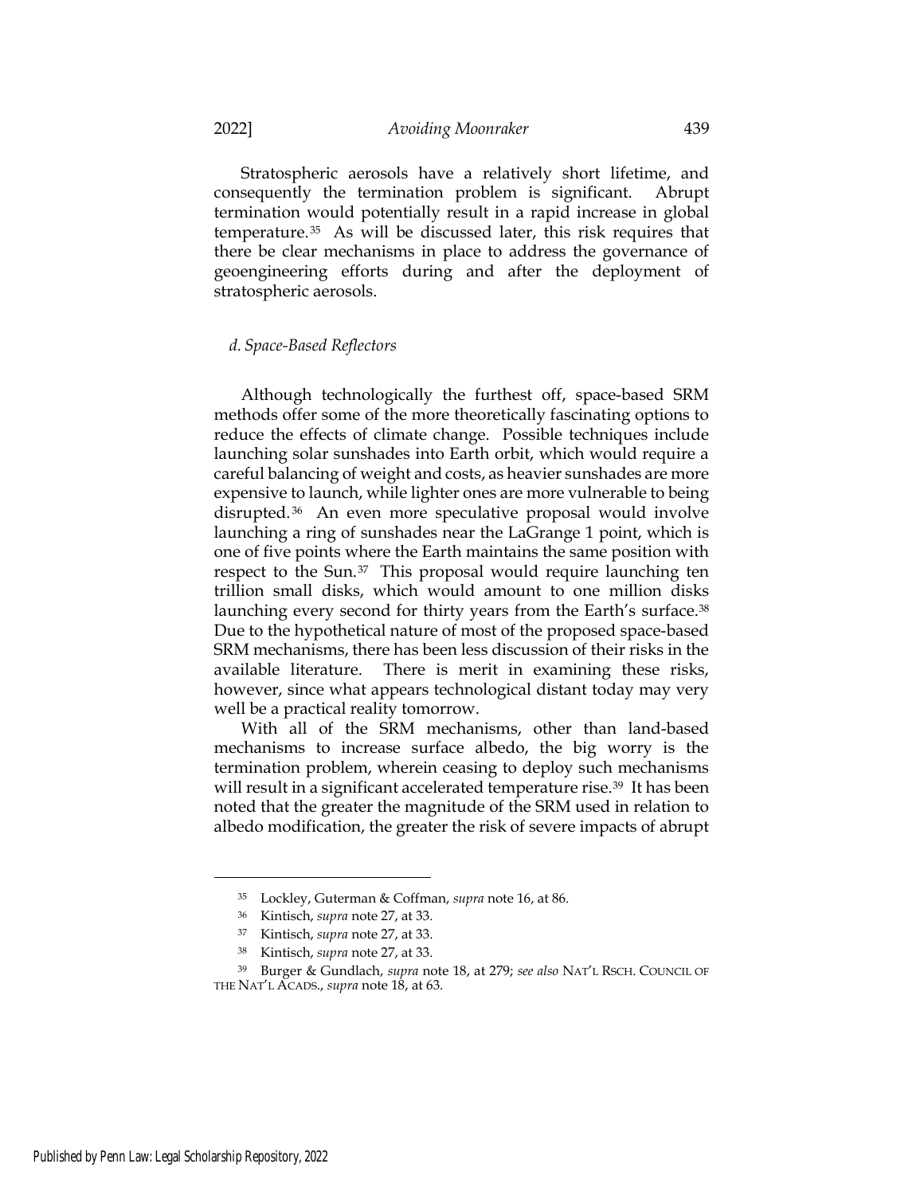Stratospheric aerosols have a relatively short lifetime, and consequently the termination problem is significant. Abrupt termination would potentially result in a rapid increase in global temperature.[35] As will be discussed later, this risk requires that there be clear mechanisms in place to address the governance of geoengineering efforts during and after the deployment of stratospheric aerosols.

#### *d. Space-Based Reflectors*

Although technologically the furthest off, space-based SRM methods offer some of the more theoretically fascinating options to reduce the effects of climate change. Possible techniques include launching solar sunshades into Earth orbit, which would require a careful balancing of weight and costs, as heavier sunshades are more expensive to launch, while lighter ones are more vulnerable to being disrupted.[36] An even more speculative proposal would involve launching a ring of sunshades near the LaGrange 1 point, which is one of five points where the Earth maintains the same position with respect to the Sun.[37] This proposal would require launching ten trillion small disks, which would amount to one million disks launching every second for thirty years from the Earth's surface.[38] Due to the hypothetical nature of most of the proposed space-based SRM mechanisms, there has been less discussion of their risks in the available literature. There is merit in examining these risks, however, since what appears technological distant today may very well be a practical reality tomorrow.

With all of the SRM mechanisms, other than land-based mechanisms to increase surface albedo, the big worry is the termination problem, wherein ceasing to deploy such mechanisms will result in a significant accelerated temperature rise.[39] It has been noted that the greater the magnitude of the SRM used in relation to albedo modification, the greater the risk of severe impacts of abrupt

---

[35] Lockley, Guterman & Coffman, *supra* note 16, at 86.

[36] Kintisch, *supra* note 27, at 33.

[37] Kintisch, *supra* note 27, at 33.

[38] Kintisch, *supra* note 27, at 33.

[39] Burger & Gundlach, *supra* note 18, at 279; *see also* NAT'L RSCH. COUNCIL OF THE NAT'L ACADS., *supra* note 18, at 63.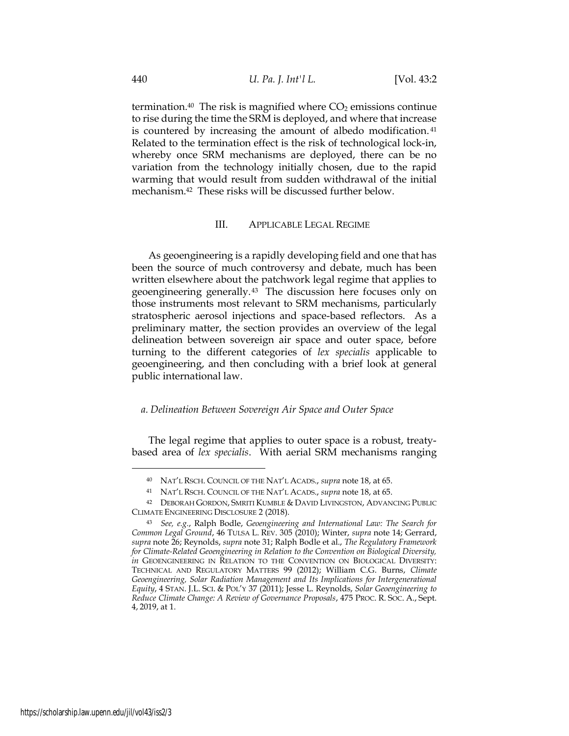termination.[40] The risk is magnified where $CO_2$ emissions continue to rise during the time the SRM is deployed, and where that increase is countered by increasing the amount of albedo modification.[41] Related to the termination effect is the risk of technological lock-in, whereby once SRM mechanisms are deployed, there can be no variation from the technology initially chosen, due to the rapid warming that would result from sudden withdrawal of the initial mechanism.[42] These risks will be discussed further below.

## III. APPLICABLE LEGAL REGIME

As geoengineering is a rapidly developing field and one that has been the source of much controversy and debate, much has been written elsewhere about the patchwork legal regime that applies to geoengineering generally.[43] The discussion here focuses only on those instruments most relevant to SRM mechanisms, particularly stratospheric aerosol injections and space-based reflectors. As a preliminary matter, the section provides an overview of the legal delineation between sovereign air space and outer space, before turning to the different categories of *lex specialis* applicable to geoengineering, and then concluding with a brief look at general public international law.

### *a. Delineation Between Sovereign Air Space and Outer Space*

The legal regime that applies to outer space is a robust, treaty-based area of *lex specialis*. With aerial SRM mechanisms ranging

---

[40] NAT'L RSCH. COUNCIL OF THE NAT'L ACADS., *supra* note 18, at 65.

[41] NAT'L RSCH. COUNCIL OF THE NAT'L ACADS., *supra* note 18, at 65.

[42] DEBORAH GORDON, SMRITI KUMBLE & DAVID LIVINGSTON, ADVANCING PUBLIC CLIMATE ENGINEERING DISCLOSURE 2 (2018).

[43] *See, e.g.*, Ralph Bodle, *Geoengineering and International Law: The Search for Common Legal Ground*, 46 TULSA L. REV. 305 (2010); Winter, *supra* note 14; Gerrard, *supra* note 26; Reynolds, *supra* note 31; Ralph Bodle et al., *The Regulatory Framework for Climate-Related Geoengineering in Relation to the Convention on Biological Diversity, in* GEOENGINEERING IN RELATION TO THE CONVENTION ON BIOLOGICAL DIVERSITY: TECHNICAL AND REGULATORY MATTERS 99 (2012); William C.G. Burns, *Climate Geoengineering, Solar Radiation Management and Its Implications for Intergenerational Equity*, 4 STAN. J.L. SCI. & POL'Y 37 (2011); Jesse L. Reynolds, *Solar Geoengineering to Reduce Climate Change: A Review of Governance Proposals*, 475 PROC. R. SOC. A., Sept. 4, 2019, at 1.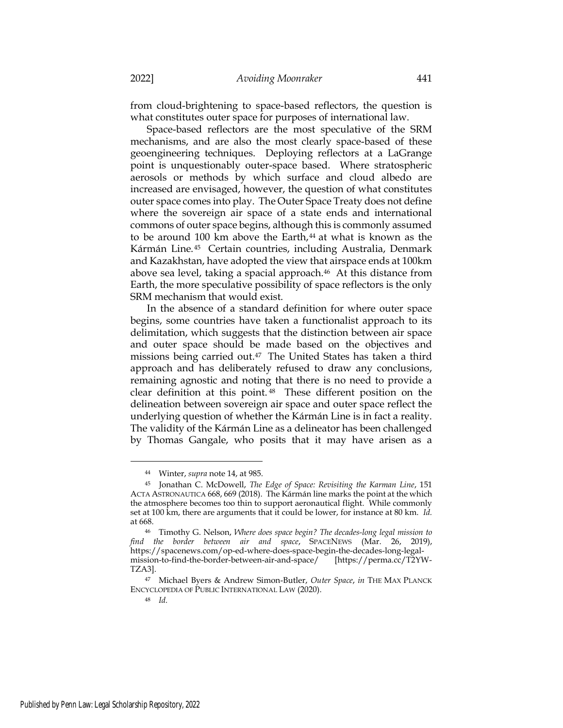from cloud-brightening to space-based reflectors, the question is what constitutes outer space for purposes of international law.

Space-based reflectors are the most speculative of the SRM mechanisms, and are also the most clearly space-based of these geoengineering techniques. Deploying reflectors at a LaGrange point is unquestionably outer-space based. Where stratospheric aerosols or methods by which surface and cloud albedo are increased are envisaged, however, the question of what constitutes outer space comes into play. The Outer Space Treaty does not define where the sovereign air space of a state ends and international commons of outer space begins, although this is commonly assumed to be around 100 km above the Earth,[44] at what is known as the Kármán Line.[45] Certain countries, including Australia, Denmark and Kazakhstan, have adopted the view that airspace ends at 100km above sea level, taking a spacial approach.[46] At this distance from Earth, the more speculative possibility of space reflectors is the only SRM mechanism that would exist.

In the absence of a standard definition for where outer space begins, some countries have taken a functionalist approach to its delimitation, which suggests that the distinction between air space and outer space should be made based on the objectives and missions being carried out.[47] The United States has taken a third approach and has deliberately refused to draw any conclusions, remaining agnostic and noting that there is no need to provide a clear definition at this point.[48] These different position on the delineation between sovereign air space and outer space reflect the underlying question of whether the Kármán Line is in fact a reality. The validity of the Kármán Line as a delineator has been challenged by Thomas Gangale, who posits that it may have arisen as a

---

[44] Winter, *supra* note 14, at 985.

[45] Jonathan C. McDowell, *The Edge of Space: Revisiting the Karman Line*, 151 ACTA ASTRONAUTICA 668, 669 (2018). The Kármán line marks the point at the which the atmosphere becomes too thin to support aeronautical flight. While commonly set at 100 km, there are arguments that it could be lower, for instance at 80 km. *Id.* at 668.

[46] Timothy G. Nelson, *Where does space begin? The decades-long legal mission to find the border between air and space*, SPACENEWS (Mar. 26, 2019), https://spacenews.com/op-ed-where-does-space-begin-the-decades-long-legal-mission-to-find-the-border-between-air-and-space/ [https://perma.cc/T2YW-TZA3].

[47] Michael Byers & Andrew Simon-Butler, *Outer Space*, *in* THE MAX PLANCK ENCYCLOPEDIA OF PUBLIC INTERNATIONAL LAW (2020).

[48] *Id.*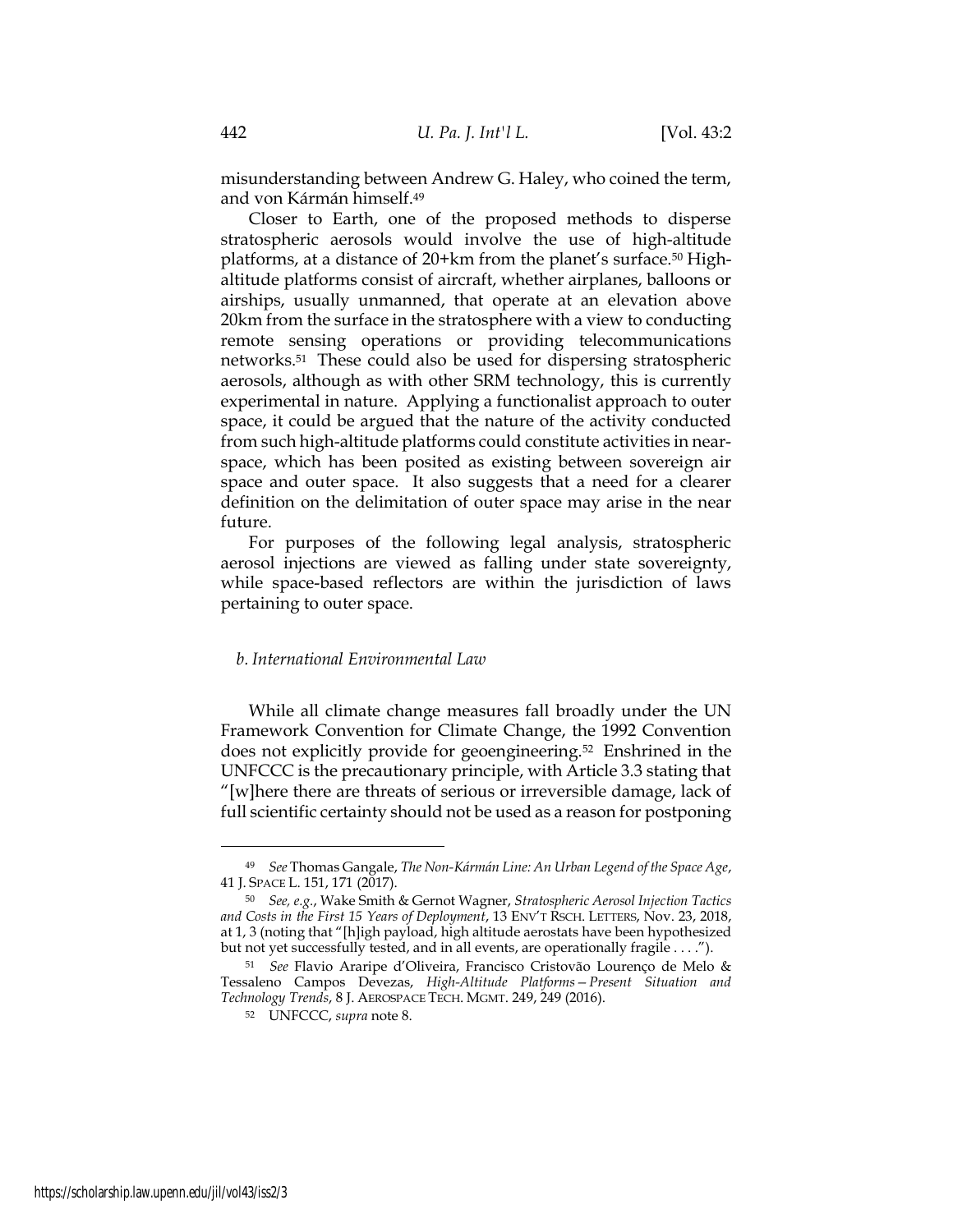misunderstanding between Andrew G. Haley, who coined the term, and von Kármán himself.[49]

Closer to Earth, one of the proposed methods to disperse stratospheric aerosols would involve the use of high-altitude platforms, at a distance of 20+km from the planet's surface.[50] High-altitude platforms consist of aircraft, whether airplanes, balloons or airships, usually unmanned, that operate at an elevation above 20km from the surface in the stratosphere with a view to conducting remote sensing operations or providing telecommunications networks.[51] These could also be used for dispersing stratospheric aerosols, although as with other SRM technology, this is currently experimental in nature. Applying a functionalist approach to outer space, it could be argued that the nature of the activity conducted from such high-altitude platforms could constitute activities in near-space, which has been posited as existing between sovereign air space and outer space. It also suggests that a need for a clearer definition on the delimitation of outer space may arise in the near future.

For purposes of the following legal analysis, stratospheric aerosol injections are viewed as falling under state sovereignty, while space-based reflectors are within the jurisdiction of laws pertaining to outer space.

### *b. International Environmental Law*

While all climate change measures fall broadly under the UN Framework Convention for Climate Change, the 1992 Convention does not explicitly provide for geoengineering.[52] Enshrined in the UNFCCC is the precautionary principle, with Article 3.3 stating that "[w]here there are threats of serious or irreversible damage, lack of full scientific certainty should not be used as a reason for postponing

---

[49] *See* Thomas Gangale, *The Non-Kármán Line: An Urban Legend of the Space Age*, 41 J. SPACE L. 151, 171 (2017).

[50] *See, e.g.*, Wake Smith & Gernot Wagner, *Stratospheric Aerosol Injection Tactics and Costs in the First 15 Years of Deployment*, 13 ENV'T RSCH. LETTERS, Nov. 23, 2018, at 1, 3 (noting that "[h]igh payload, high altitude aerostats have been hypothesized but not yet successfully tested, and in all events, are operationally fragile . . . .").

[51] *See* Flavio Araripe d'Oliveira, Francisco Cristovão Lourenço de Melo & Tessaleno Campos Devezas, *High-Altitude Platforms—Present Situation and Technology Trends*, 8 J. AEROSPACE TECH. MGMT. 249, 249 (2016).

[52] UNFCCC, *supra* note 8.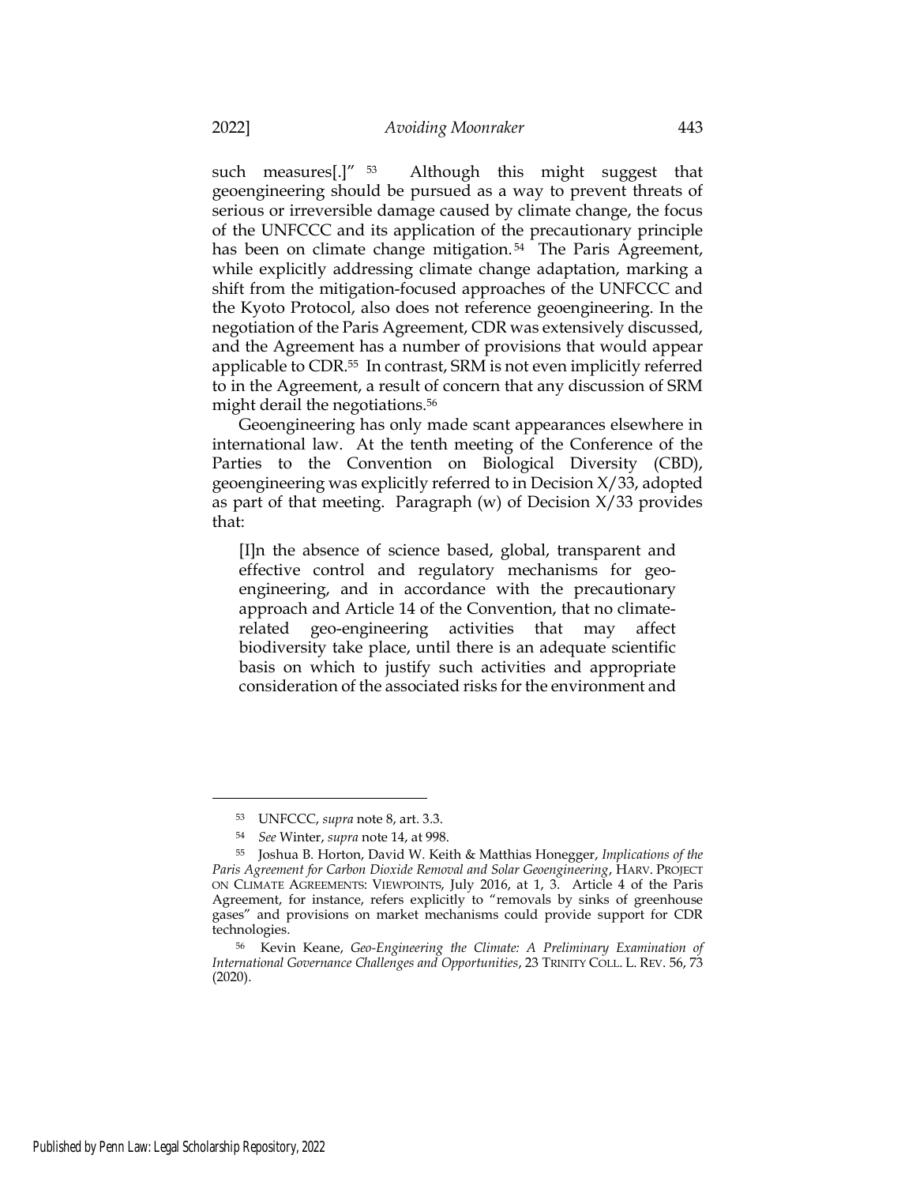such measures[.]"[53] Although this might suggest that geoengineering should be pursued as a way to prevent threats of serious or irreversible damage caused by climate change, the focus of the UNFCCC and its application of the precautionary principle has been on climate change mitigation.[54] The Paris Agreement, while explicitly addressing climate change adaptation, marking a shift from the mitigation-focused approaches of the UNFCCC and the Kyoto Protocol, also does not reference geoengineering. In the negotiation of the Paris Agreement, CDR was extensively discussed, and the Agreement has a number of provisions that would appear applicable to CDR.[55] In contrast, SRM is not even implicitly referred to in the Agreement, a result of concern that any discussion of SRM might derail the negotiations.[56]

Geoengineering has only made scant appearances elsewhere in international law. At the tenth meeting of the Conference of the Parties to the Convention on Biological Diversity (CBD), geoengineering was explicitly referred to in Decision X/33, adopted as part of that meeting. Paragraph (w) of Decision X/33 provides that:

> [I]n the absence of science based, global, transparent and effective control and regulatory mechanisms for geo-engineering, and in accordance with the precautionary approach and Article 14 of the Convention, that no climate-related geo-engineering activities that may affect biodiversity take place, until there is an adequate scientific basis on which to justify such activities and appropriate consideration of the associated risks for the environment and

---

[53] UNFCCC, *supra* note 8, art. 3.3.

[54] *See* Winter, *supra* note 14, at 998.

[55] Joshua B. Horton, David W. Keith & Matthias Honegger, *Implications of the Paris Agreement for Carbon Dioxide Removal and Solar Geoengineering*, HARV. PROJECT ON CLIMATE AGREEMENTS: VIEWPOINTS, July 2016, at 1, 3. Article 4 of the Paris Agreement, for instance, refers explicitly to "removals by sinks of greenhouse gases" and provisions on market mechanisms could provide support for CDR technologies.

[56] Kevin Keane, *Geo-Engineering the Climate: A Preliminary Examination of International Governance Challenges and Opportunities*, 23 TRINITY COLL. L. REV. 56, 73 (2020).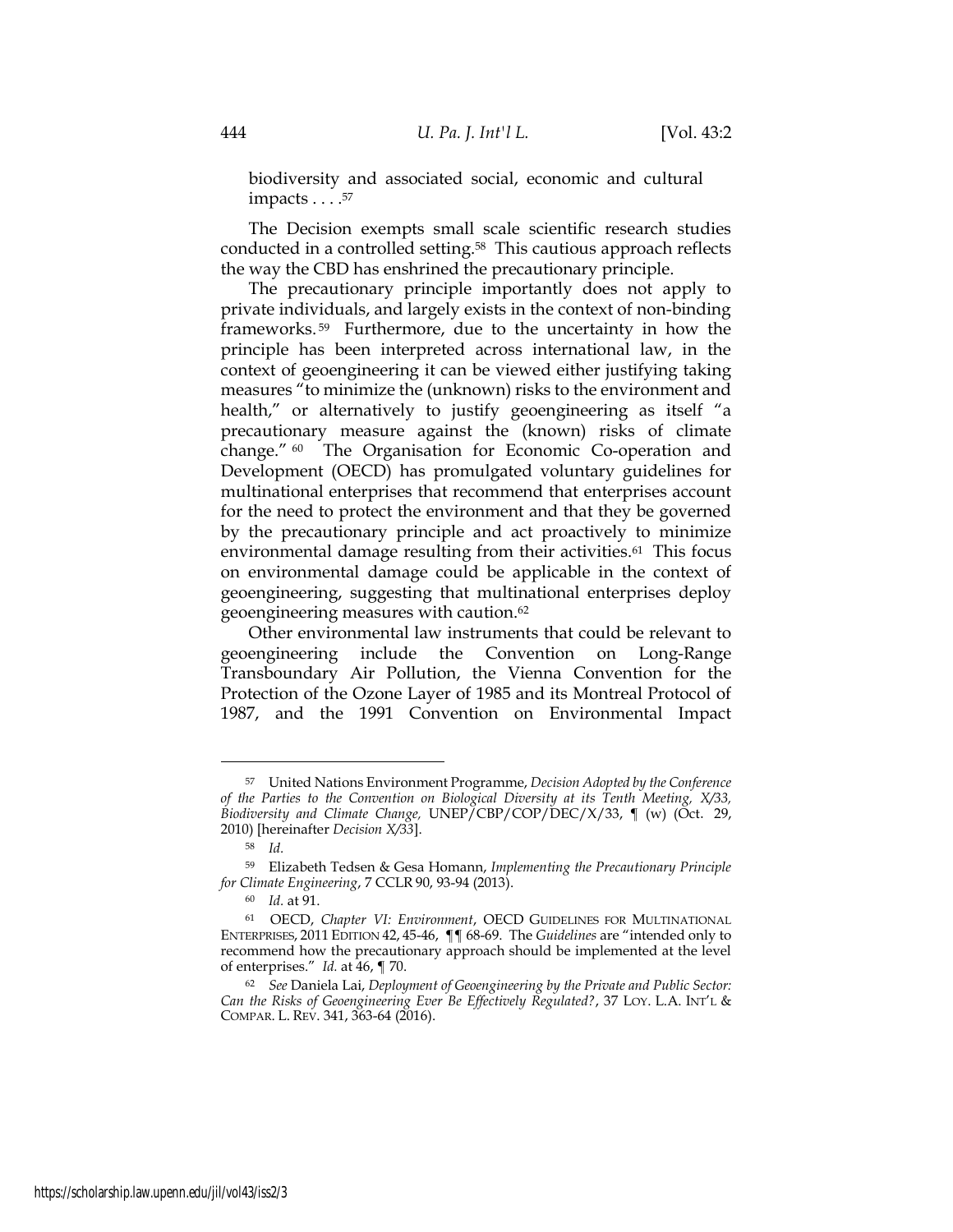biodiversity and associated social, economic and cultural impacts . . . .[57]

The Decision exempts small scale scientific research studies conducted in a controlled setting.[58] This cautious approach reflects the way the CBD has enshrined the precautionary principle.

The precautionary principle importantly does not apply to private individuals, and largely exists in the context of non-binding frameworks.[59] Furthermore, due to the uncertainty in how the principle has been interpreted across international law, in the context of geoengineering it can be viewed either justifying taking measures "to minimize the (unknown) risks to the environment and health," or alternatively to justify geoengineering as itself "a precautionary measure against the (known) risks of climate change."[60] The Organisation for Economic Co-operation and Development (OECD) has promulgated voluntary guidelines for multinational enterprises that recommend that enterprises account for the need to protect the environment and that they be governed by the precautionary principle and act proactively to minimize environmental damage resulting from their activities.[61] This focus on environmental damage could be applicable in the context of geoengineering, suggesting that multinational enterprises deploy geoengineering measures with caution.[62]

Other environmental law instruments that could be relevant to geoengineering include the Convention on Long-Range Transboundary Air Pollution, the Vienna Convention for the Protection of the Ozone Layer of 1985 and its Montreal Protocol of 1987, and the 1991 Convention on Environmental Impact

---

[57] United Nations Environment Programme, *Decision Adopted by the Conference of the Parties to the Convention on Biological Diversity at its Tenth Meeting, X/33, Biodiversity and Climate Change,* UNEP/CBP/COP/DEC/X/33, ¶ (w) (Oct. 29, 2010) [hereinafter *Decision X/33*].

[58] *Id.*

[59] Elizabeth Tedsen & Gesa Homann, *Implementing the Precautionary Principle for Climate Engineering*, 7 CCLR 90, 93-94 (2013).

[60] *Id.* at 91.

[61] OECD, *Chapter VI: Environment*, OECD GUIDELINES FOR MULTINATIONAL ENTERPRISES, 2011 EDITION 42, 45-46, ¶¶ 68-69. The *Guidelines* are "intended only to recommend how the precautionary approach should be implemented at the level of enterprises." *Id.* at 46, ¶ 70.

[62] *See* Daniela Lai, *Deployment of Geoengineering by the Private and Public Sector: Can the Risks of Geoengineering Ever Be Effectively Regulated?*, 37 LOY. L.A. INT'L & COMPAR. L. REV. 341, 363-64 (2016).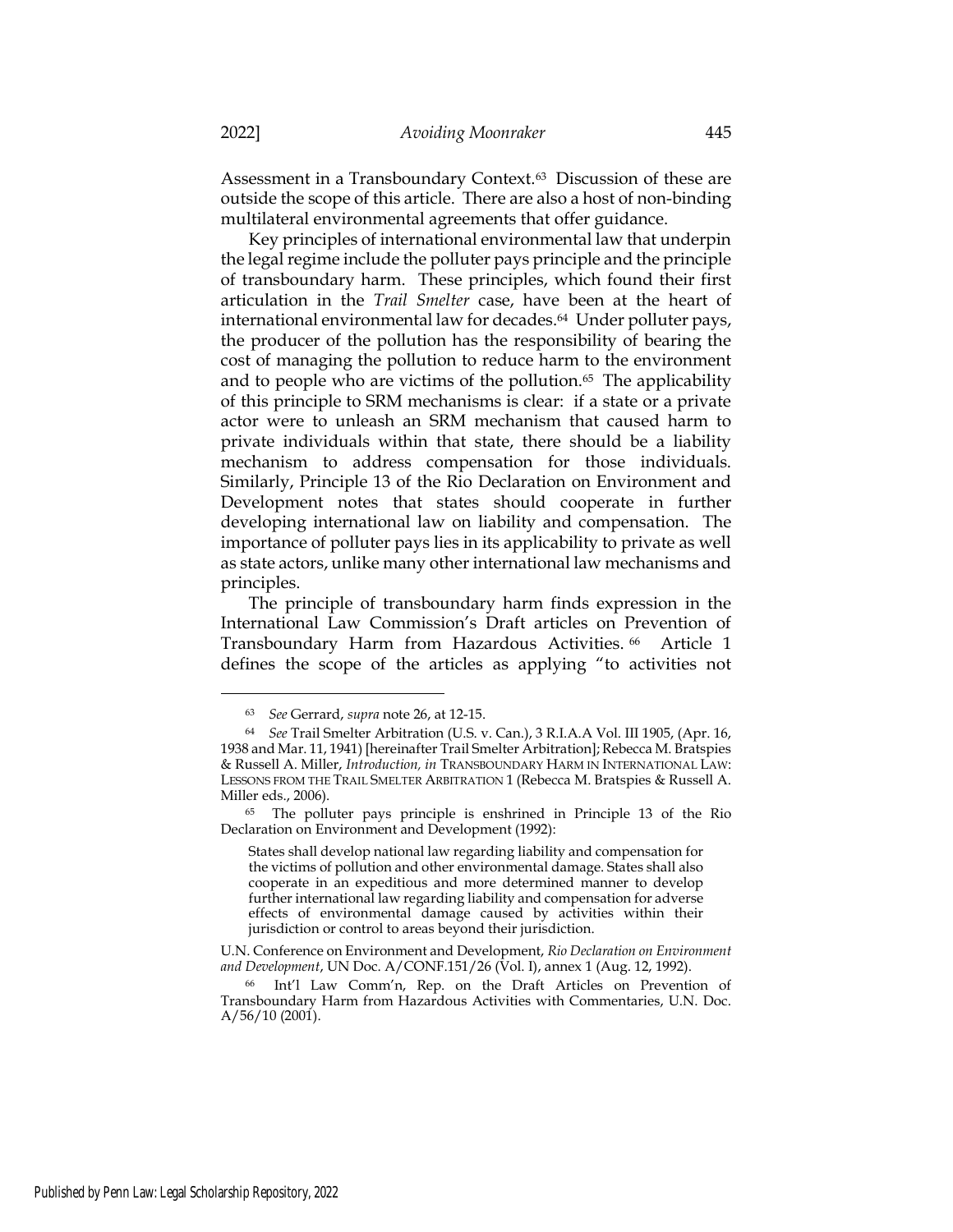Assessment in a Transboundary Context.[63] Discussion of these are outside the scope of this article. There are also a host of non-binding multilateral environmental agreements that offer guidance.

Key principles of international environmental law that underpin the legal regime include the polluter pays principle and the principle of transboundary harm. These principles, which found their first articulation in the *Trail Smelter* case, have been at the heart of international environmental law for decades.[64] Under polluter pays, the producer of the pollution has the responsibility of bearing the cost of managing the pollution to reduce harm to the environment and to people who are victims of the pollution.[65] The applicability of this principle to SRM mechanisms is clear: if a state or a private actor were to unleash an SRM mechanism that caused harm to private individuals within that state, there should be a liability mechanism to address compensation for those individuals. Similarly, Principle 13 of the Rio Declaration on Environment and Development notes that states should cooperate in further developing international law on liability and compensation. The importance of polluter pays lies in its applicability to private as well as state actors, unlike many other international law mechanisms and principles.

The principle of transboundary harm finds expression in the International Law Commission's Draft articles on Prevention of Transboundary Harm from Hazardous Activities.[66] Article 1 defines the scope of the articles as applying "to activities not

---

[63] *See* Gerrard, *supra* note 26, at 12-15.

[64] *See* Trail Smelter Arbitration (U.S. v. Can.), 3 R.I.A.A Vol. III 1905, (Apr. 16, 1938 and Mar. 11, 1941) [hereinafter Trail Smelter Arbitration]; Rebecca M. Bratspies & Russell A. Miller, *Introduction, in* TRANSBOUNDARY HARM IN INTERNATIONAL LAW: LESSONS FROM THE TRAIL SMELTER ARBITRATION 1 (Rebecca M. Bratspies & Russell A. Miller eds., 2006).

[65] The polluter pays principle is enshrined in Principle 13 of the Rio Declaration on Environment and Development (1992):

> States shall develop national law regarding liability and compensation for the victims of pollution and other environmental damage. States shall also cooperate in an expeditious and more determined manner to develop further international law regarding liability and compensation for adverse effects of environmental damage caused by activities within their jurisdiction or control to areas beyond their jurisdiction.

U.N. Conference on Environment and Development, *Rio Declaration on Environment and Development*, UN Doc. A/CONF.151/26 (Vol. I), annex 1 (Aug. 12, 1992).

[66] Int'l Law Comm'n, Rep. on the Draft Articles on Prevention of Transboundary Harm from Hazardous Activities with Commentaries, U.N. Doc. A/56/10 (2001).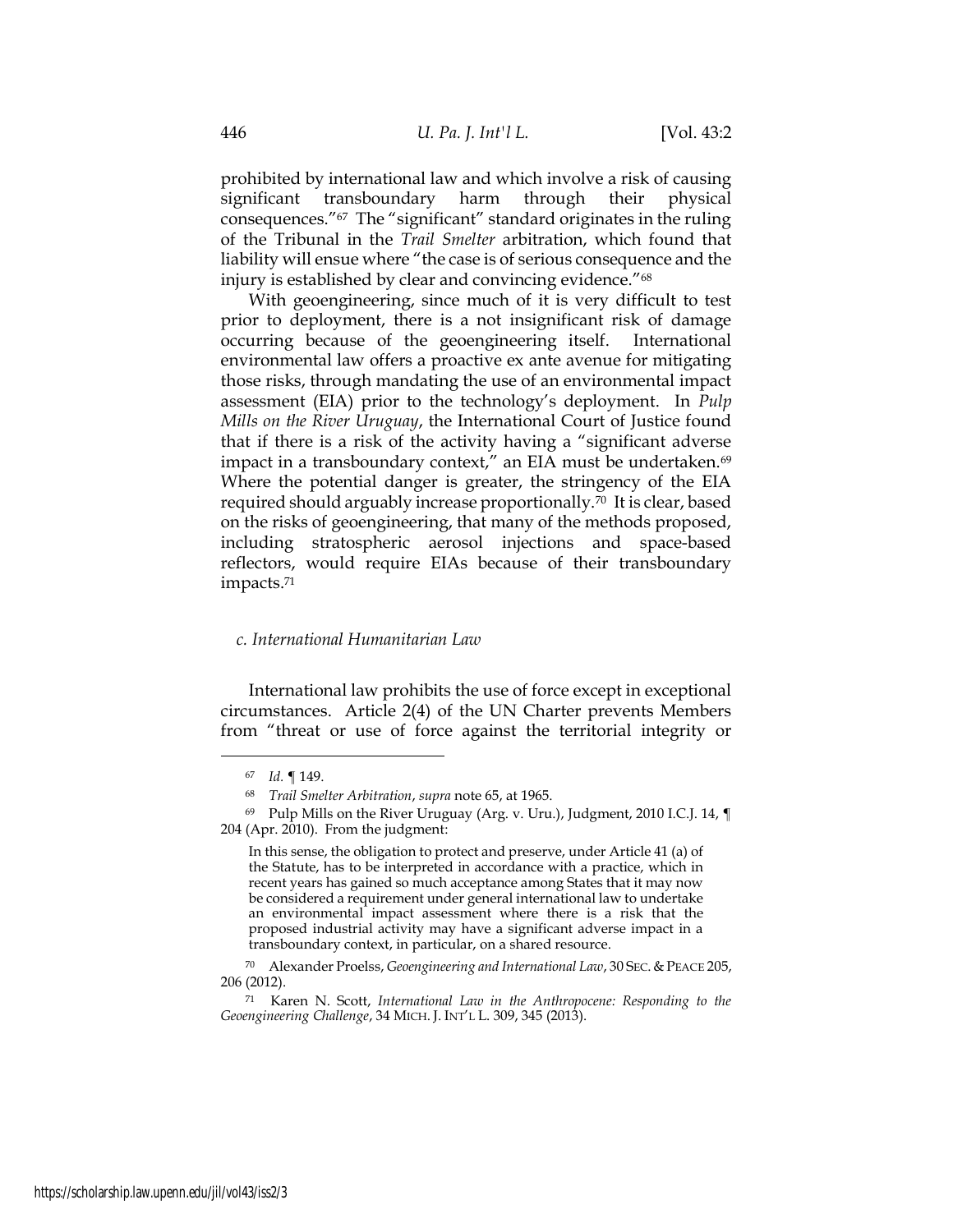prohibited by international law and which involve a risk of causing significant transboundary harm through their physical consequences."[67] The "significant" standard originates in the ruling of the Tribunal in the *Trail Smelter* arbitration, which found that liability will ensue where "the case is of serious consequence and the injury is established by clear and convincing evidence."[68]

With geoengineering, since much of it is very difficult to test prior to deployment, there is a not insignificant risk of damage occurring because of the geoengineering itself. International environmental law offers a proactive ex ante avenue for mitigating those risks, through mandating the use of an environmental impact assessment (EIA) prior to the technology's deployment. In *Pulp Mills on the River Uruguay*, the International Court of Justice found that if there is a risk of the activity having a "significant adverse impact in a transboundary context," an EIA must be undertaken.[69] Where the potential danger is greater, the stringency of the EIA required should arguably increase proportionally.[70] It is clear, based on the risks of geoengineering, that many of the methods proposed, including stratospheric aerosol injections and space-based reflectors, would require EIAs because of their transboundary impacts.[71]

### *c. International Humanitarian Law*

International law prohibits the use of force except in exceptional circumstances. Article 2(4) of the UN Charter prevents Members from "threat or use of force against the territorial integrity or

---

[67] *Id.* ¶ 149.

[68] *Trail Smelter Arbitration*, *supra* note 65, at 1965.

[69] Pulp Mills on the River Uruguay (Arg. v. Uru.), Judgment, 2010 I.C.J. 14, ¶ 204 (Apr. 2010). From the judgment:

> In this sense, the obligation to protect and preserve, under Article 41 (a) of the Statute, has to be interpreted in accordance with a practice, which in recent years has gained so much acceptance among States that it may now be considered a requirement under general international law to undertake an environmental impact assessment where there is a risk that the proposed industrial activity may have a significant adverse impact in a transboundary context, in particular, on a shared resource.

[70] Alexander Proelss, *Geoengineering and International Law*, 30 SEC. & PEACE 205, 206 (2012).

[71] Karen N. Scott, *International Law in the Anthropocene: Responding to the Geoengineering Challenge*, 34 MICH. J. INT'L L. 309, 345 (2013).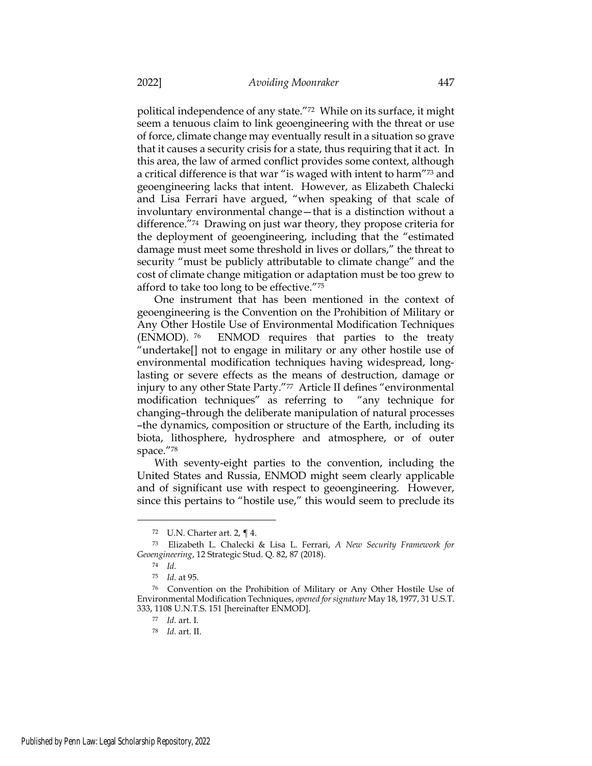political independence of any state."[72] While on its surface, it might seem a tenuous claim to link geoengineering with the threat or use of force, climate change may eventually result in a situation so grave that it causes a security crisis for a state, thus requiring that it act. In this area, the law of armed conflict provides some context, although a critical difference is that war "is waged with intent to harm"[73] and geoengineering lacks that intent. However, as Elizabeth Chalecki and Lisa Ferrari have argued, "when speaking of that scale of involuntary environmental change—that is a distinction without a difference."[74] Drawing on just war theory, they propose criteria for the deployment of geoengineering, including that the "estimated damage must meet some threshold in lives or dollars," the threat to security "must be publicly attributable to climate change" and the cost of climate change mitigation or adaptation must be too grew to afford to take too long to be effective."[75]

One instrument that has been mentioned in the context of geoengineering is the Convention on the Prohibition of Military or Any Other Hostile Use of Environmental Modification Techniques (ENMOD).[76] ENMOD requires that parties to the treaty "undertake[] not to engage in military or any other hostile use of environmental modification techniques having widespread, long-lasting or severe effects as the means of destruction, damage or injury to any other State Party."[77] Article II defines "environmental modification techniques" as referring to "any technique for changing–through the deliberate manipulation of natural processes –the dynamics, composition or structure of the Earth, including its biota, lithosphere, hydrosphere and atmosphere, or of outer space."[78]

With seventy-eight parties to the convention, including the United States and Russia, ENMOD might seem clearly applicable and of significant use with respect to geoengineering. However, since this pertains to "hostile use," this would seem to preclude its

---

[72] U.N. Charter art. 2, ¶ 4.

[73] Elizabeth L. Chalecki & Lisa L. Ferrari, *A New Security Framework for Geoengineering*, 12 Strategic Stud. Q. 82, 87 (2018).

[74] *Id.*

[75] *Id.* at 95.

[76] Convention on the Prohibition of Military or Any Other Hostile Use of Environmental Modification Techniques, *opened for signature* May 18, 1977, 31 U.S.T. 333, 1108 U.N.T.S. 151 [hereinafter ENMOD].

[77] *Id.* art. I.

[78] *Id.* art. II.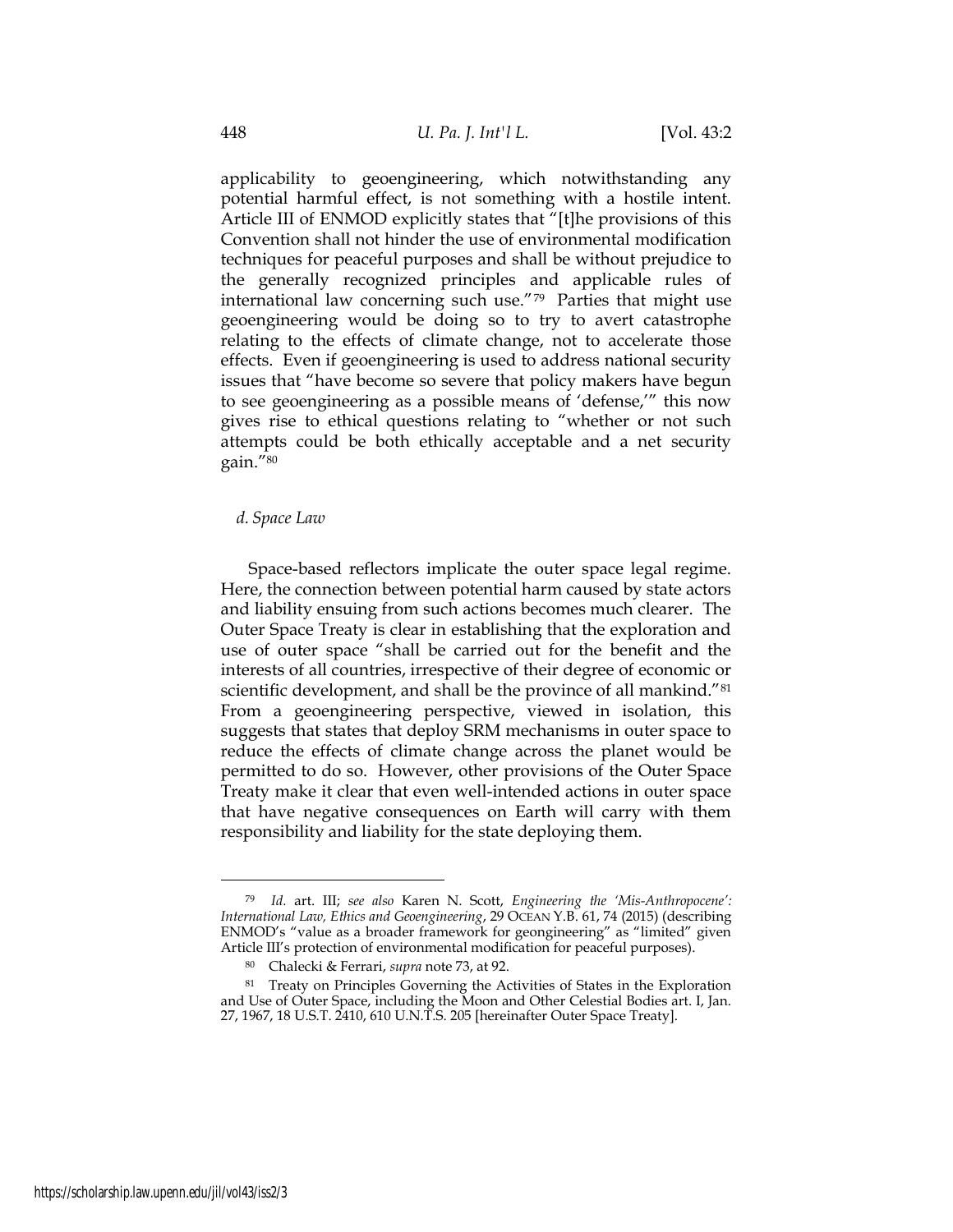applicability to geoengineering, which notwithstanding any potential harmful effect, is not something with a hostile intent. Article III of ENMOD explicitly states that "[t]he provisions of this Convention shall not hinder the use of environmental modification techniques for peaceful purposes and shall be without prejudice to the generally recognized principles and applicable rules of international law concerning such use."[79] Parties that might use geoengineering would be doing so to try to avert catastrophe relating to the effects of climate change, not to accelerate those effects. Even if geoengineering is used to address national security issues that "have become so severe that policy makers have begun to see geoengineering as a possible means of 'defense,'" this now gives rise to ethical questions relating to "whether or not such attempts could be both ethically acceptable and a net security gain."[80]

*d. Space Law*

Space-based reflectors implicate the outer space legal regime. Here, the connection between potential harm caused by state actors and liability ensuing from such actions becomes much clearer. The Outer Space Treaty is clear in establishing that the exploration and use of outer space "shall be carried out for the benefit and the interests of all countries, irrespective of their degree of economic or scientific development, and shall be the province of all mankind."[81] From a geoengineering perspective, viewed in isolation, this suggests that states that deploy SRM mechanisms in outer space to reduce the effects of climate change across the planet would be permitted to do so. However, other provisions of the Outer Space Treaty make it clear that even well-intended actions in outer space that have negative consequences on Earth will carry with them responsibility and liability for the state deploying them.

---

[79] *Id.* art. III; *see also* Karen N. Scott, *Engineering the 'Mis-Anthropocene': International Law, Ethics and Geoengineering*, 29 OCEAN Y.B. 61, 74 (2015) (describing ENMOD's "value as a broader framework for geongineering" as "limited" given Article III's protection of environmental modification for peaceful purposes).

[80] Chalecki & Ferrari, *supra* note 73, at 92.

[81] Treaty on Principles Governing the Activities of States in the Exploration and Use of Outer Space, including the Moon and Other Celestial Bodies art. I, Jan. 27, 1967, 18 U.S.T. 2410, 610 U.N.T.S. 205 [hereinafter Outer Space Treaty].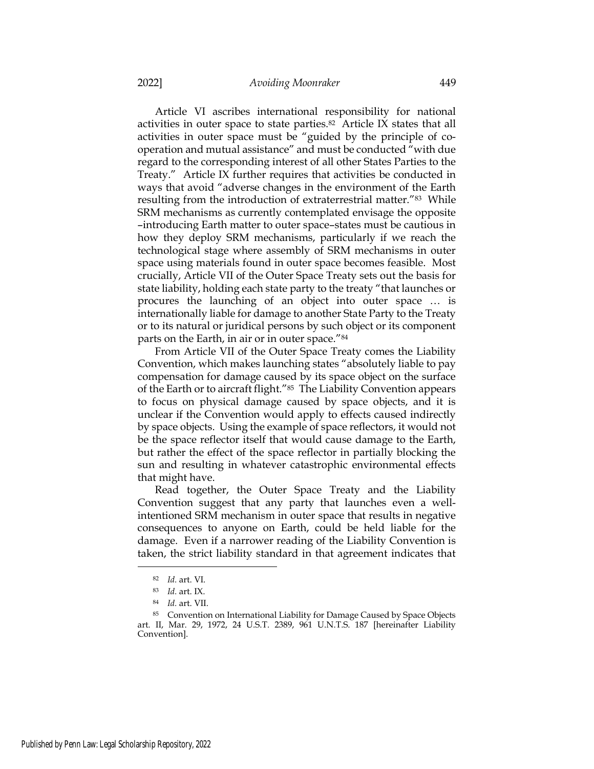Article VI ascribes international responsibility for national activities in outer space to state parties.[82] Article IX states that all activities in outer space must be "guided by the principle of co-operation and mutual assistance" and must be conducted "with due regard to the corresponding interest of all other States Parties to the Treaty." Article IX further requires that activities be conducted in ways that avoid "adverse changes in the environment of the Earth resulting from the introduction of extraterrestrial matter."[83] While SRM mechanisms as currently contemplated envisage the opposite –introducing Earth matter to outer space– states must be cautious in how they deploy SRM mechanisms, particularly if we reach the technological stage where assembly of SRM mechanisms in outer space using materials found in outer space becomes feasible. Most crucially, Article VII of the Outer Space Treaty sets out the basis for state liability, holding each state party to the treaty "that launches or procures the launching of an object into outer space … is internationally liable for damage to another State Party to the Treaty or to its natural or juridical persons by such object or its component parts on the Earth, in air or in outer space."[84]

From Article VII of the Outer Space Treaty comes the Liability Convention, which makes launching states "absolutely liable to pay compensation for damage caused by its space object on the surface of the Earth or to aircraft flight."[85] The Liability Convention appears to focus on physical damage caused by space objects, and it is unclear if the Convention would apply to effects caused indirectly by space objects. Using the example of space reflectors, it would not be the space reflector itself that would cause damage to the Earth, but rather the effect of the space reflector in partially blocking the sun and resulting in whatever catastrophic environmental effects that might have.

Read together, the Outer Space Treaty and the Liability Convention suggest that any party that launches even a well-intentioned SRM mechanism in outer space that results in negative consequences to anyone on Earth, could be held liable for the damage. Even if a narrower reading of the Liability Convention is taken, the strict liability standard in that agreement indicates that

---

[82] *Id.* art. VI.

[83] *Id.* art. IX.

[84] *Id.* art. VII.

[85] Convention on International Liability for Damage Caused by Space Objects art. II, Mar. 29, 1972, 24 U.S.T. 2389, 961 U.N.T.S. 187 [hereinafter Liability Convention].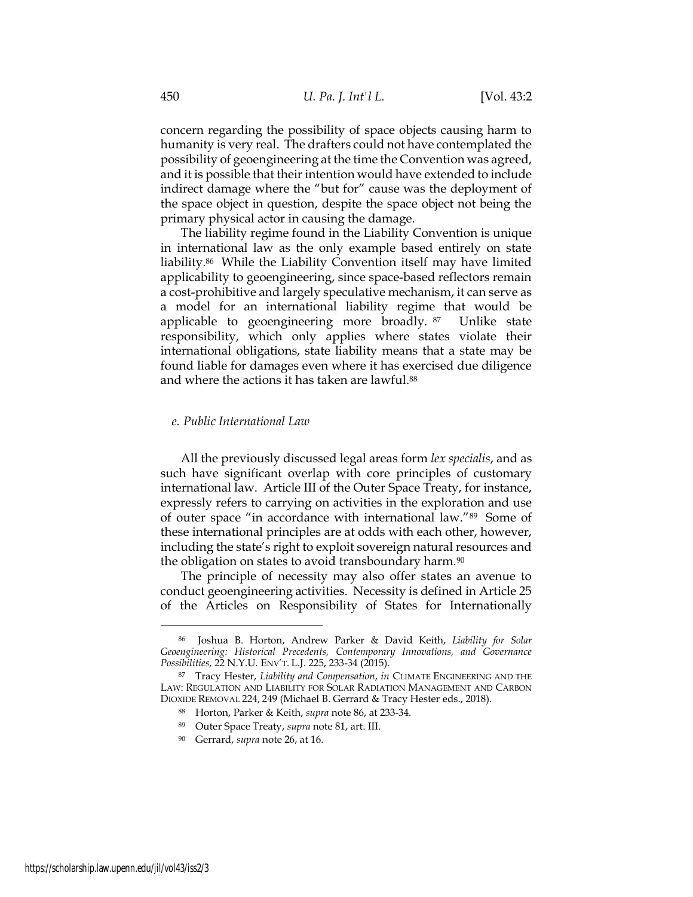concern regarding the possibility of space objects causing harm to humanity is very real. The drafters could not have contemplated the possibility of geoengineering at the time the Convention was agreed, and it is possible that their intention would have extended to include indirect damage where the "but for" cause was the deployment of the space object in question, despite the space object not being the primary physical actor in causing the damage.

The liability regime found in the Liability Convention is unique in international law as the only example based entirely on state liability.[86] While the Liability Convention itself may have limited applicability to geoengineering, since space-based reflectors remain a cost-prohibitive and largely speculative mechanism, it can serve as a model for an international liability regime that would be applicable to geoengineering more broadly.[87] Unlike state responsibility, which only applies where states violate their international obligations, state liability means that a state may be found liable for damages even where it has exercised due diligence and where the actions it has taken are lawful.[88]

### *e. Public International Law*

All the previously discussed legal areas form *lex specialis*, and as such have significant overlap with core principles of customary international law. Article III of the Outer Space Treaty, for instance, expressly refers to carrying on activities in the exploration and use of outer space "in accordance with international law."[89] Some of these international principles are at odds with each other, however, including the state's right to exploit sovereign natural resources and the obligation on states to avoid transboundary harm.[90]

The principle of necessity may also offer states an avenue to conduct geoengineering activities. Necessity is defined in Article 25 of the Articles on Responsibility of States for Internationally

---

[86] Joshua B. Horton, Andrew Parker & David Keith, *Liability for Solar Geoengineering: Historical Precedents, Contemporary Innovations, and Governance Possibilities*, 22 N.Y.U. ENV'T. L.J. 225, 233-34 (2015).

[87] Tracy Hester, *Liability and Compensation*, *in* CLIMATE ENGINEERING AND THE LAW: REGULATION AND LIABILITY FOR SOLAR RADIATION MANAGEMENT AND CARBON DIOXIDE REMOVAL 224, 249 (Michael B. Gerrard & Tracy Hester eds., 2018).

[88] Horton, Parker & Keith, *supra* note 86, at 233-34.

[89] Outer Space Treaty, *supra* note 81, art. III.

[90] Gerrard, *supra* note 26, at 16.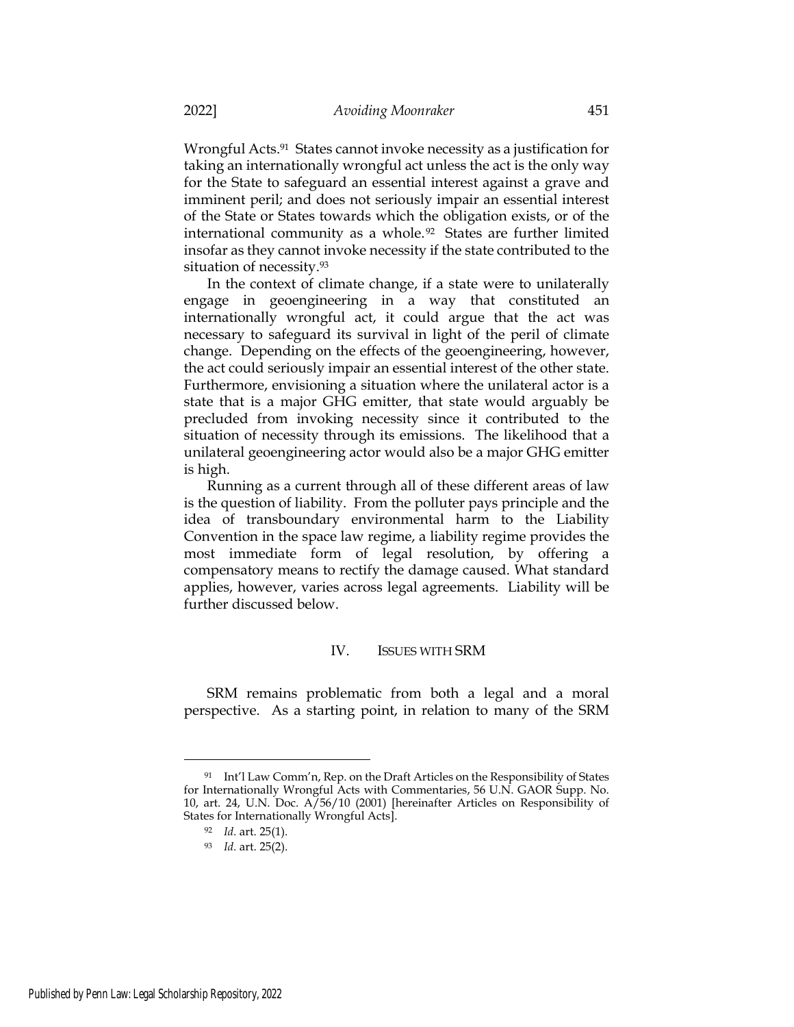Wrongful Acts.[91] States cannot invoke necessity as a justification for taking an internationally wrongful act unless the act is the only way for the State to safeguard an essential interest against a grave and imminent peril; and does not seriously impair an essential interest of the State or States towards which the obligation exists, or of the international community as a whole.[92] States are further limited insofar as they cannot invoke necessity if the state contributed to the situation of necessity.[93]

In the context of climate change, if a state were to unilaterally engage in geoengineering in a way that constituted an internationally wrongful act, it could argue that the act was necessary to safeguard its survival in light of the peril of climate change. Depending on the effects of the geoengineering, however, the act could seriously impair an essential interest of the other state. Furthermore, envisioning a situation where the unilateral actor is a state that is a major GHG emitter, that state would arguably be precluded from invoking necessity since it contributed to the situation of necessity through its emissions. The likelihood that a unilateral geoengineering actor would also be a major GHG emitter is high.

Running as a current through all of these different areas of law is the question of liability. From the polluter pays principle and the idea of transboundary environmental harm to the Liability Convention in the space law regime, a liability regime provides the most immediate form of legal resolution, by offering a compensatory means to rectify the damage caused. What standard applies, however, varies across legal agreements. Liability will be further discussed below.

## IV. ISSUES WITH SRM

SRM remains problematic from both a legal and a moral perspective. As a starting point, in relation to many of the SRM

---

[91] Int'l Law Comm'n, Rep. on the Draft Articles on the Responsibility of States for Internationally Wrongful Acts with Commentaries, 56 U.N. GAOR Supp. No. 10, art. 24, U.N. Doc. A/56/10 (2001) [hereinafter Articles on Responsibility of States for Internationally Wrongful Acts].

[92] *Id.* art. 25(1).

[93] *Id.* art. 25(2).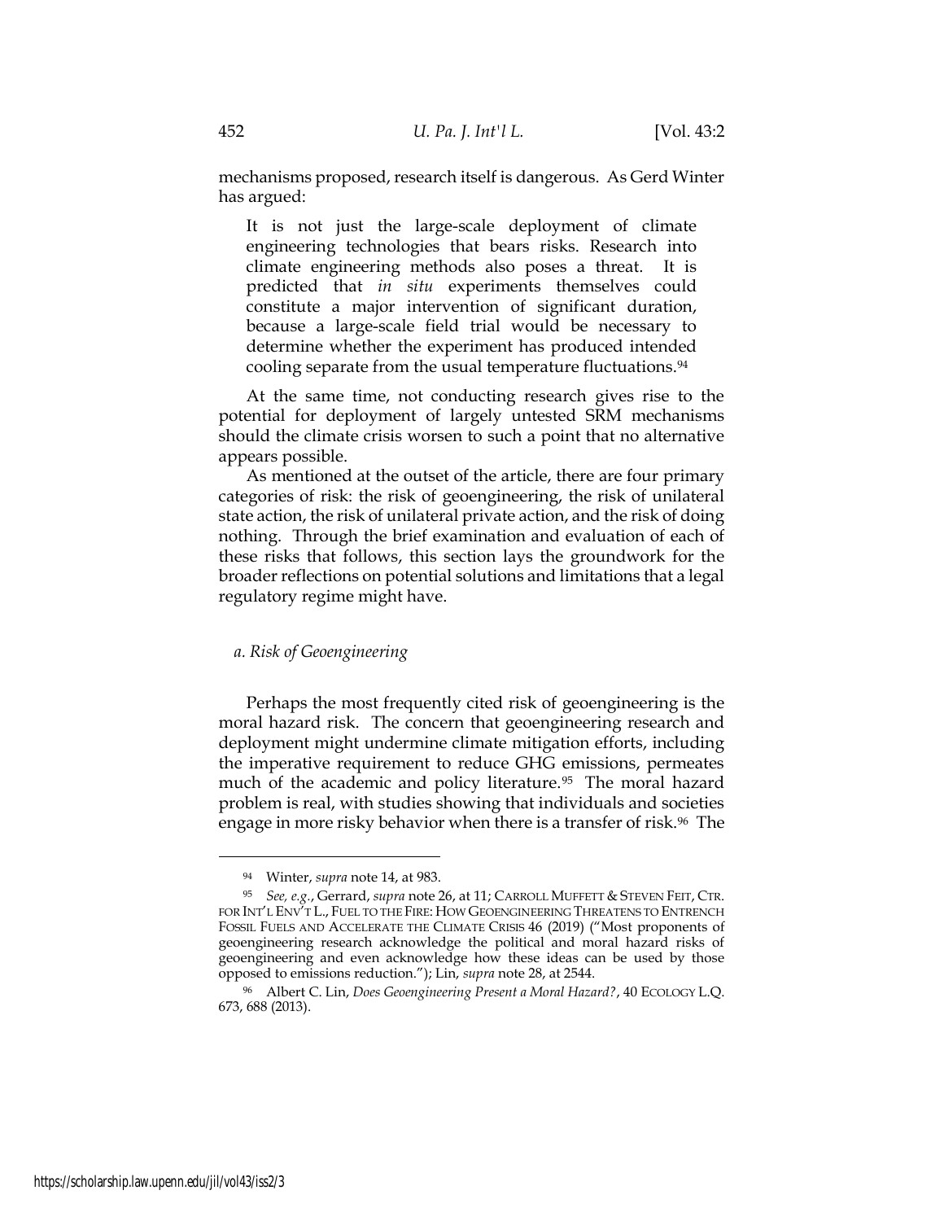mechanisms proposed, research itself is dangerous. As Gerd Winter has argued:

> It is not just the large-scale deployment of climate engineering technologies that bears risks. Research into climate engineering methods also poses a threat. It is predicted that *in situ* experiments themselves could constitute a major intervention of significant duration, because a large-scale field trial would be necessary to determine whether the experiment has produced intended cooling separate from the usual temperature fluctuations.[94]

At the same time, not conducting research gives rise to the potential for deployment of largely untested SRM mechanisms should the climate crisis worsen to such a point that no alternative appears possible.

As mentioned at the outset of the article, there are four primary categories of risk: the risk of geoengineering, the risk of unilateral state action, the risk of unilateral private action, and the risk of doing nothing. Through the brief examination and evaluation of each of these risks that follows, this section lays the groundwork for the broader reflections on potential solutions and limitations that a legal regulatory regime might have.

### *a. Risk of Geoengineering*

Perhaps the most frequently cited risk of geoengineering is the moral hazard risk. The concern that geoengineering research and deployment might undermine climate mitigation efforts, including the imperative requirement to reduce GHG emissions, permeates much of the academic and policy literature.[95] The moral hazard problem is real, with studies showing that individuals and societies engage in more risky behavior when there is a transfer of risk.[96] The

---

[94] Winter, *supra* note 14, at 983.

[95] *See, e.g.*, Gerrard, *supra* note 26, at 11; CARROLL MUFFETT & STEVEN FEIT, CTR. FOR INT'L ENV'T L., FUEL TO THE FIRE: HOW GEOENGINEERING THREATENS TO ENTRENCH FOSSIL FUELS AND ACCELERATE THE CLIMATE CRISIS 46 (2019) ("Most proponents of geoengineering research acknowledge the political and moral hazard risks of geoengineering and even acknowledge how these ideas can be used by those opposed to emissions reduction."); Lin, *supra* note 28, at 2544.

[96] Albert C. Lin, *Does Geoengineering Present a Moral Hazard?*, 40 ECOLOGY L.Q. 673, 688 (2013).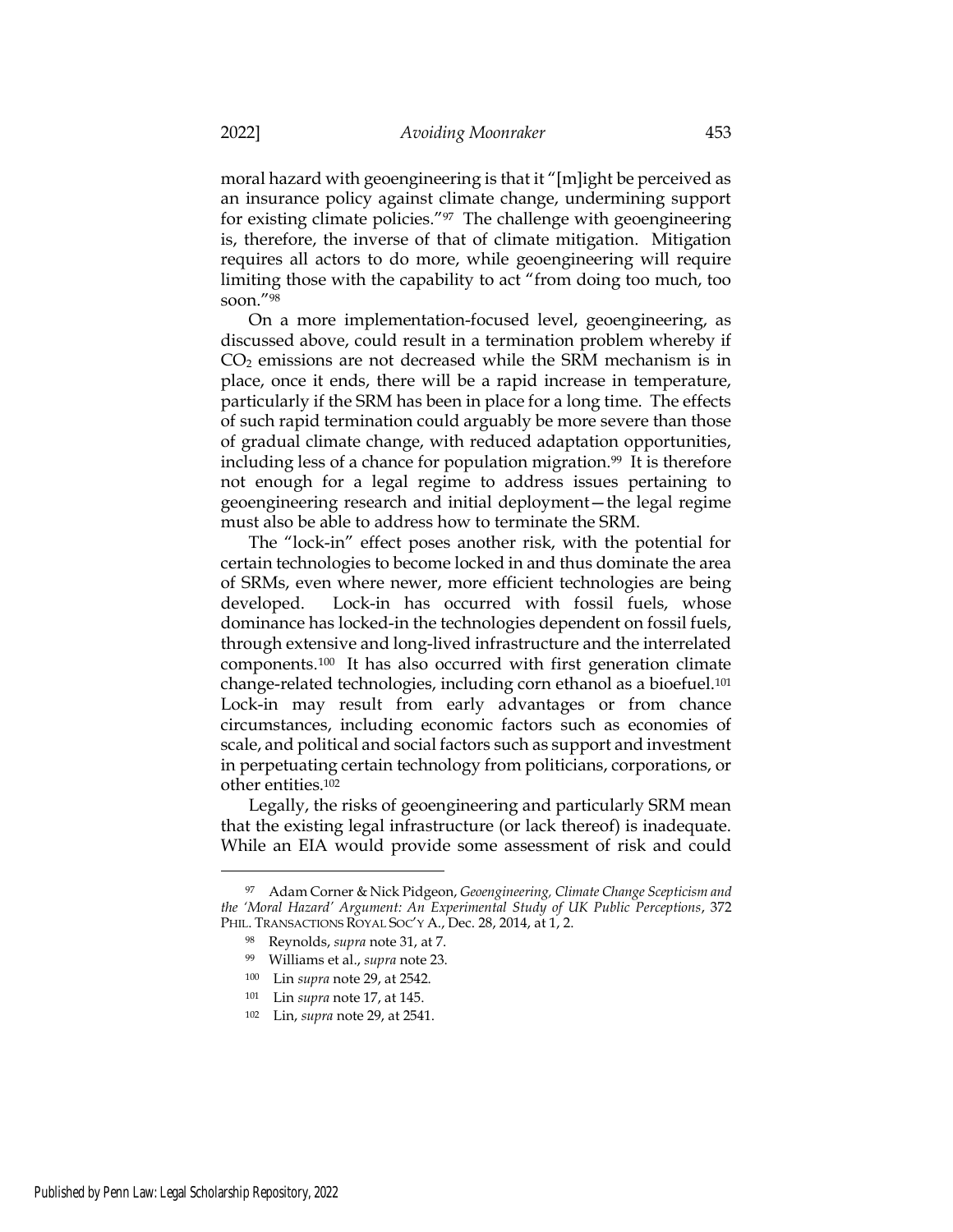moral hazard with geoengineering is that it "[m]ight be perceived as an insurance policy against climate change, undermining support for existing climate policies."[97] The challenge with geoengineering is, therefore, the inverse of that of climate mitigation. Mitigation requires all actors to do more, while geoengineering will require limiting those with the capability to act "from doing too much, too soon."[98]

On a more implementation-focused level, geoengineering, as discussed above, could result in a termination problem whereby if $CO_2$ emissions are not decreased while the SRM mechanism is in place, once it ends, there will be a rapid increase in temperature, particularly if the SRM has been in place for a long time. The effects of such rapid termination could arguably be more severe than those of gradual climate change, with reduced adaptation opportunities, including less of a chance for population migration.[99] It is therefore not enough for a legal regime to address issues pertaining to geoengineering research and initial deployment—the legal regime must also be able to address how to terminate the SRM.

The "lock-in" effect poses another risk, with the potential for certain technologies to become locked in and thus dominate the area of SRMs, even where newer, more efficient technologies are being developed. Lock-in has occurred with fossil fuels, whose dominance has locked-in the technologies dependent on fossil fuels, through extensive and long-lived infrastructure and the interrelated components.[100] It has also occurred with first generation climate change-related technologies, including corn ethanol as a biofuel.[101] Lock-in may result from early advantages or from chance circumstances, including economic factors such as economies of scale, and political and social factors such as support and investment in perpetuating certain technology from politicians, corporations, or other entities.[102]

Legally, the risks of geoengineering and particularly SRM mean that the existing legal infrastructure (or lack thereof) is inadequate. While an EIA would provide some assessment of risk and could

---

[97] Adam Corner & Nick Pidgeon, *Geoengineering, Climate Change Scepticism and the 'Moral Hazard' Argument: An Experimental Study of UK Public Perceptions*, 372 PHIL. TRANSACTIONS ROYAL SOC'Y A., Dec. 28, 2014, at 1, 2.

[98] Reynolds, *supra* note 31, at 7.

[99] Williams et al., *supra* note 23.

[100] Lin *supra* note 29, at 2542.

[101] Lin *supra* note 17, at 145.

[102] Lin, *supra* note 29, at 2541.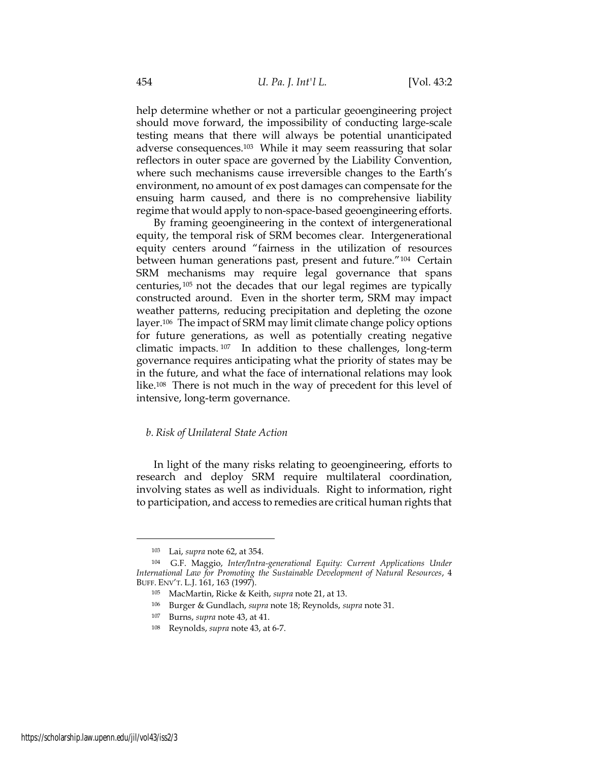help determine whether or not a particular geoengineering project should move forward, the impossibility of conducting large-scale testing means that there will always be potential unanticipated adverse consequences.[103] While it may seem reassuring that solar reflectors in outer space are governed by the Liability Convention, where such mechanisms cause irreversible changes to the Earth's environment, no amount of ex post damages can compensate for the ensuing harm caused, and there is no comprehensive liability regime that would apply to non-space-based geoengineering efforts.

By framing geoengineering in the context of intergenerational equity, the temporal risk of SRM becomes clear. Intergenerational equity centers around "fairness in the utilization of resources between human generations past, present and future."[104] Certain SRM mechanisms may require legal governance that spans centuries,[105] not the decades that our legal regimes are typically constructed around. Even in the shorter term, SRM may impact weather patterns, reducing precipitation and depleting the ozone layer.[106] The impact of SRM may limit climate change policy options for future generations, as well as potentially creating negative climatic impacts.[107] In addition to these challenges, long-term governance requires anticipating what the priority of states may be in the future, and what the face of international relations may look like.[108] There is not much in the way of precedent for this level of intensive, long-term governance.

*b. Risk of Unilateral State Action*

In light of the many risks relating to geoengineering, efforts to research and deploy SRM require multilateral coordination, involving states as well as individuals. Right to information, right to participation, and access to remedies are critical human rights that

---

[103] Lai, *supra* note 62, at 354.

[104] G.F. Maggio, *Inter/Intra-generational Equity: Current Applications Under International Law for Promoting the Sustainable Development of Natural Resources*, 4 BUFF. ENV'T. L.J. 161, 163 (1997).

[105] MacMartin, Ricke & Keith, *supra* note 21, at 13.

[106] Burger & Gundlach, *supra* note 18; Reynolds, *supra* note 31.

[107] Burns, *supra* note 43, at 41.

[108] Reynolds, *supra* note 43, at 6-7.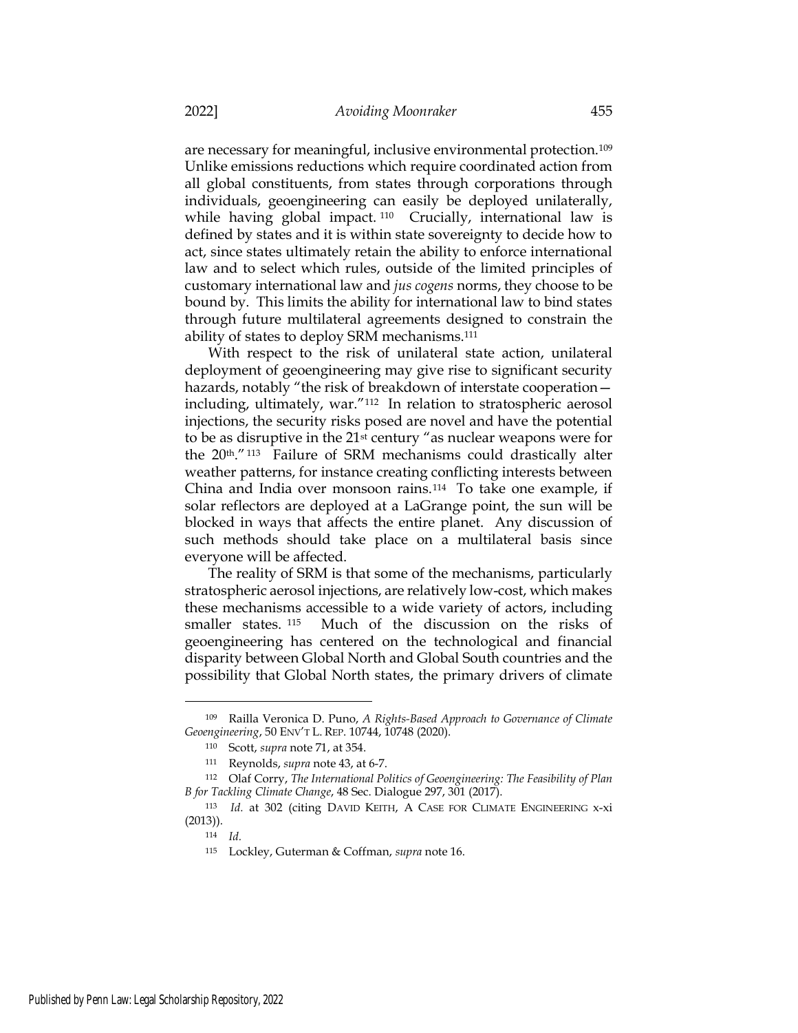are necessary for meaningful, inclusive environmental protection.[109] Unlike emissions reductions which require coordinated action from all global constituents, from states through corporations through individuals, geoengineering can easily be deployed unilaterally, while having global impact.[110] Crucially, international law is defined by states and it is within state sovereignty to decide how to act, since states ultimately retain the ability to enforce international law and to select which rules, outside of the limited principles of customary international law and *jus cogens* norms, they choose to be bound by. This limits the ability for international law to bind states through future multilateral agreements designed to constrain the ability of states to deploy SRM mechanisms.[111]

With respect to the risk of unilateral state action, unilateral deployment of geoengineering may give rise to significant security hazards, notably "the risk of breakdown of interstate cooperation—including, ultimately, war."[112] In relation to stratospheric aerosol injections, the security risks posed are novel and have the potential to be as disruptive in the 21st century "as nuclear weapons were for the 20th."[113] Failure of SRM mechanisms could drastically alter weather patterns, for instance creating conflicting interests between China and India over monsoon rains.[114] To take one example, if solar reflectors are deployed at a LaGrange point, the sun will be blocked in ways that affects the entire planet. Any discussion of such methods should take place on a multilateral basis since everyone will be affected.

The reality of SRM is that some of the mechanisms, particularly stratospheric aerosol injections, are relatively low-cost, which makes these mechanisms accessible to a wide variety of actors, including smaller states.[115] Much of the discussion on the risks of geoengineering has centered on the technological and financial disparity between Global North and Global South countries and the possibility that Global North states, the primary drivers of climate

---

[109] Railla Veronica D. Puno, *A Rights-Based Approach to Governance of Climate Geoengineering*, 50 ENV'T L. REP. 10744, 10748 (2020).

[110] Scott, *supra* note 71, at 354.

[111] Reynolds, *supra* note 43, at 6-7.

[112] Olaf Corry, *The International Politics of Geoengineering: The Feasibility of Plan B for Tackling Climate Change*, 48 Sec. Dialogue 297, 301 (2017).

[113] *Id.* at 302 (citing DAVID KEITH, A CASE FOR CLIMATE ENGINEERING x-xi (2013)).

[114] *Id.*

[115] Lockley, Guterman & Coffman, *supra* note 16.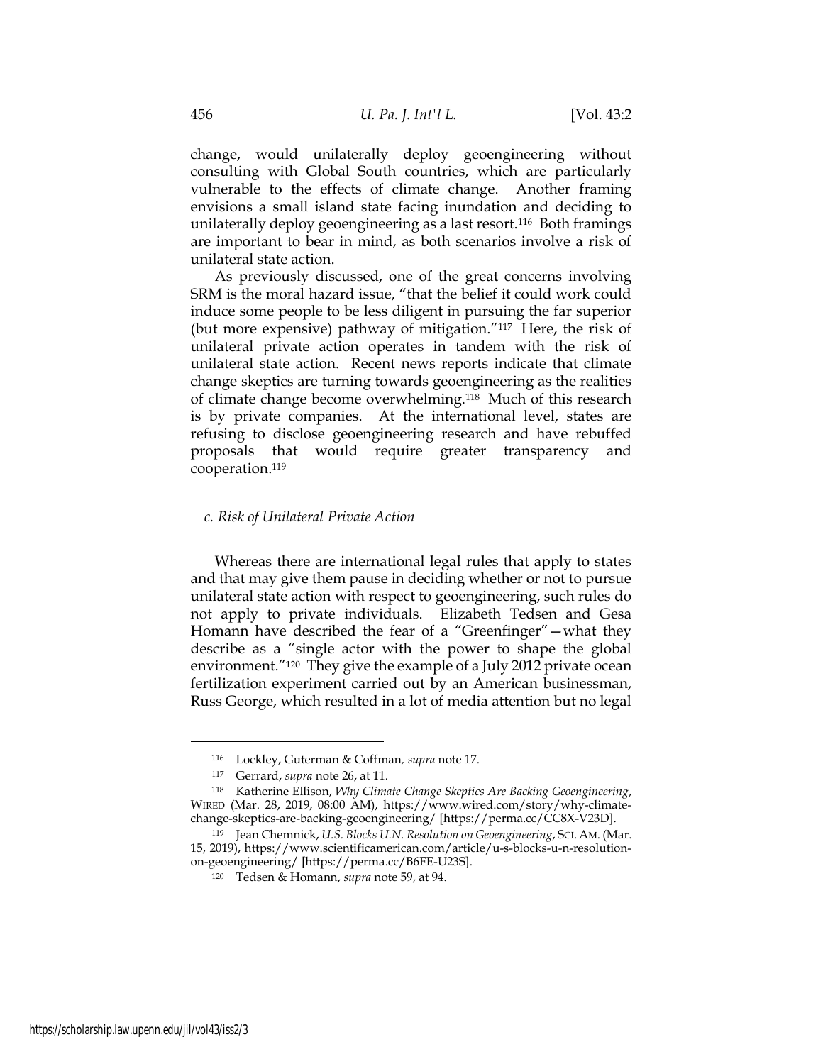change, would unilaterally deploy geoengineering without consulting with Global South countries, which are particularly vulnerable to the effects of climate change. Another framing envisions a small island state facing inundation and deciding to unilaterally deploy geoengineering as a last resort.[116] Both framings are important to bear in mind, as both scenarios involve a risk of unilateral state action.

As previously discussed, one of the great concerns involving SRM is the moral hazard issue, "that the belief it could work could induce some people to be less diligent in pursuing the far superior (but more expensive) pathway of mitigation."[117] Here, the risk of unilateral private action operates in tandem with the risk of unilateral state action. Recent news reports indicate that climate change skeptics are turning towards geoengineering as the realities of climate change become overwhelming.[118] Much of this research is by private companies. At the international level, states are refusing to disclose geoengineering research and have rebuffed proposals that would require greater transparency and cooperation.[119]

### *c. Risk of Unilateral Private Action*

Whereas there are international legal rules that apply to states and that may give them pause in deciding whether or not to pursue unilateral state action with respect to geoengineering, such rules do not apply to private individuals. Elizabeth Tedsen and Gesa Homann have described the fear of a "Greenfinger"—what they describe as a "single actor with the power to shape the global environment."[120] They give the example of a July 2012 private ocean fertilization experiment carried out by an American businessman, Russ George, which resulted in a lot of media attention but no legal

---

[116] Lockley, Guterman & Coffman, *supra* note 17.

[117] Gerrard, *supra* note 26, at 11.

[118] Katherine Ellison, *Why Climate Change Skeptics Are Backing Geoengineering*, WIRED (Mar. 28, 2019, 08:00 AM), https://www.wired.com/story/why-climate-change-skeptics-are-backing-geoengineering/ [https://perma.cc/CC8X-V23D].

[119] Jean Chemnick, *U.S. Blocks U.N. Resolution on Geoengineering*, SCI. AM. (Mar. 15, 2019), https://www.scientificamerican.com/article/u-s-blocks-u-n-resolution-on-geoengineering/ [https://perma.cc/B6FE-U23S].

[120] Tedsen & Homann, *supra* note 59, at 94.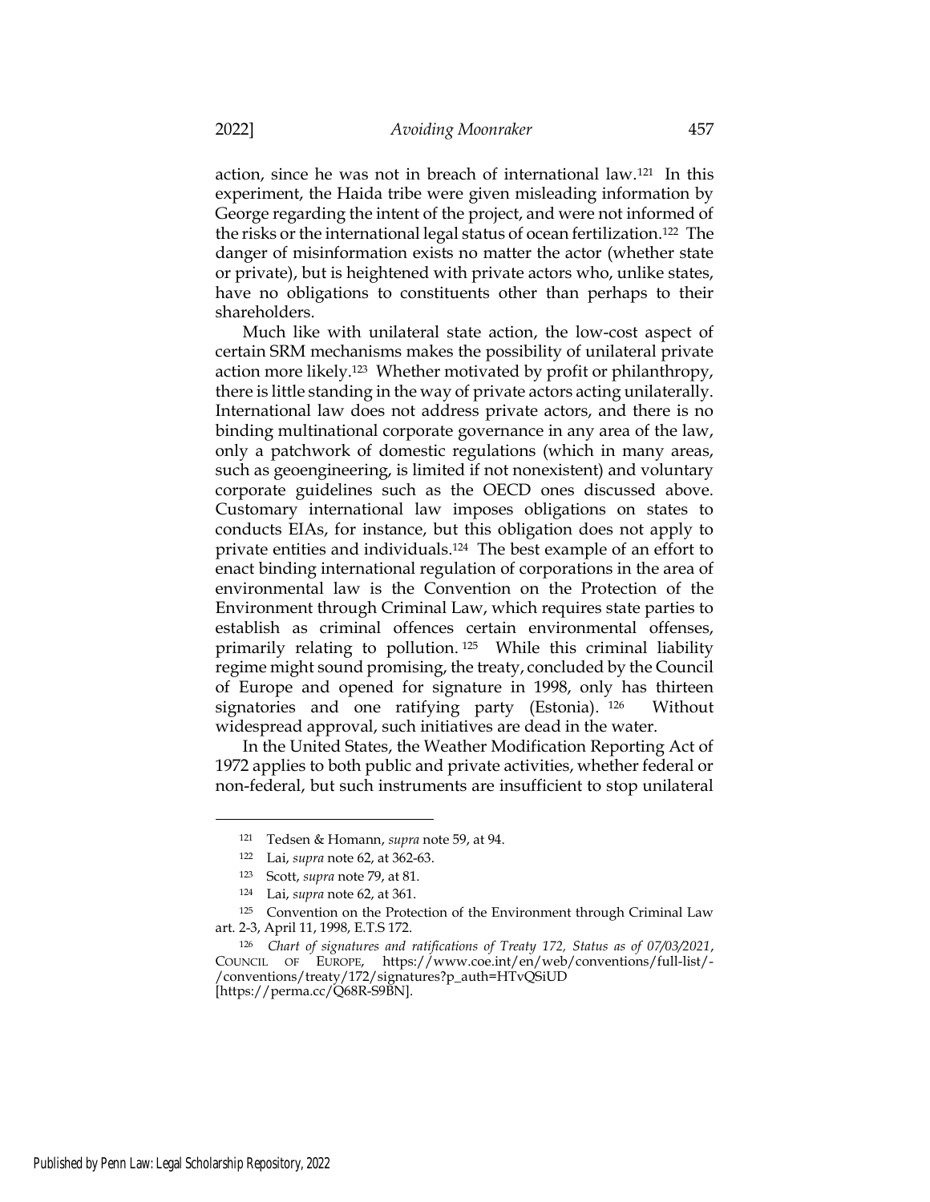action, since he was not in breach of international law.[121] In this experiment, the Haida tribe were given misleading information by George regarding the intent of the project, and were not informed of the risks or the international legal status of ocean fertilization.[122] The danger of misinformation exists no matter the actor (whether state or private), but is heightened with private actors who, unlike states, have no obligations to constituents other than perhaps to their shareholders.

Much like with unilateral state action, the low-cost aspect of certain SRM mechanisms makes the possibility of unilateral private action more likely.[123] Whether motivated by profit or philanthropy, there is little standing in the way of private actors acting unilaterally. International law does not address private actors, and there is no binding multinational corporate governance in any area of the law, only a patchwork of domestic regulations (which in many areas, such as geoengineering, is limited if not nonexistent) and voluntary corporate guidelines such as the OECD ones discussed above. Customary international law imposes obligations on states to conducts EIAs, for instance, but this obligation does not apply to private entities and individuals.[124] The best example of an effort to enact binding international regulation of corporations in the area of environmental law is the Convention on the Protection of the Environment through Criminal Law, which requires state parties to establish as criminal offences certain environmental offenses, primarily relating to pollution.[125] While this criminal liability regime might sound promising, the treaty, concluded by the Council of Europe and opened for signature in 1998, only has thirteen signatories and one ratifying party (Estonia).[126] Without widespread approval, such initiatives are dead in the water.

In the United States, the Weather Modification Reporting Act of 1972 applies to both public and private activities, whether federal or non-federal, but such instruments are insufficient to stop unilateral

---

[121] Tedsen & Homann, *supra* note 59, at 94.

[122] Lai, *supra* note 62, at 362-63.

[123] Scott, *supra* note 79, at 81.

[124] Lai, *supra* note 62, at 361.

[125] Convention on the Protection of the Environment through Criminal Law art. 2-3, April 11, 1998, E.T.S 172.

[126] *Chart of signatures and ratifications of Treaty 172, Status as of 07/03/2021*, COUNCIL OF EUROPE, https://www.coe.int/en/web/conventions/full-list/-/conventions/treaty/172/signatures?p_auth=HTvQSiUD [https://perma.cc/Q68R-S9BN].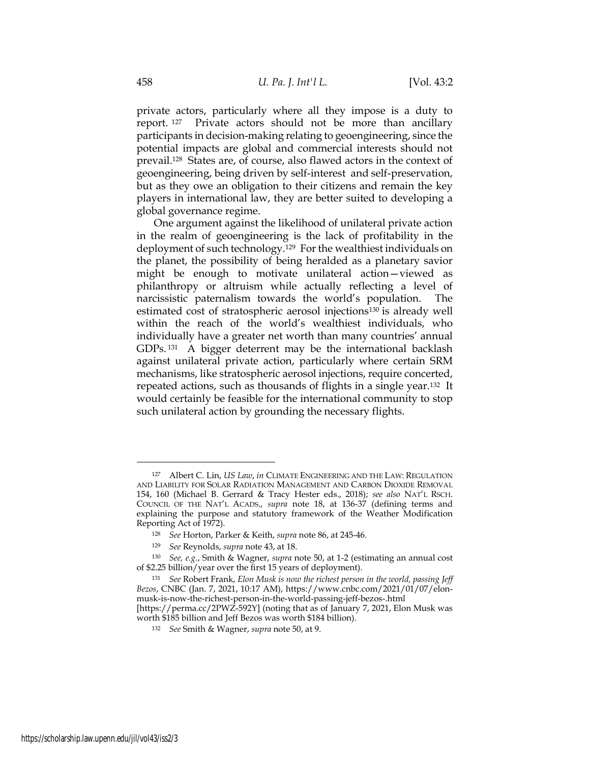private actors, particularly where all they impose is a duty to report.[127] Private actors should not be more than ancillary participants in decision-making relating to geoengineering, since the potential impacts are global and commercial interests should not prevail.[128] States are, of course, also flawed actors in the context of geoengineering, being driven by self-interest and self-preservation, but as they owe an obligation to their citizens and remain the key players in international law, they are better suited to developing a global governance regime.

One argument against the likelihood of unilateral private action in the realm of geoengineering is the lack of profitability in the deployment of such technology.[129] For the wealthiest individuals on the planet, the possibility of being heralded as a planetary savior might be enough to motivate unilateral action—viewed as philanthropy or altruism while actually reflecting a level of narcissistic paternalism towards the world's population. The estimated cost of stratospheric aerosol injections[130] is already well within the reach of the world's wealthiest individuals, who individually have a greater net worth than many countries' annual GDPs.[131] A bigger deterrent may be the international backlash against unilateral private action, particularly where certain SRM mechanisms, like stratospheric aerosol injections, require concerted, repeated actions, such as thousands of flights in a single year.[132] It would certainly be feasible for the international community to stop such unilateral action by grounding the necessary flights.

---

[127] Albert C. Lin, *US Law*, *in* CLIMATE ENGINEERING AND THE LAW: REGULATION AND LIABILITY FOR SOLAR RADIATION MANAGEMENT AND CARBON DIOXIDE REMOVAL 154, 160 (Michael B. Gerrard & Tracy Hester eds., 2018); *see also* NAT'L RSCH. COUNCIL OF THE NAT'L ACADS., *supra* note 18, at 136-37 (defining terms and explaining the purpose and statutory framework of the Weather Modification Reporting Act of 1972).

[128] *See* Horton, Parker & Keith, *supra* note 86, at 245-46.

[129] *See* Reynolds, *supra* note 43, at 18.

[130] *See, e.g.*, Smith & Wagner, *supra* note 50, at 1-2 (estimating an annual cost of $2.25 billion/year over the first 15 years of deployment).

[131] *See* Robert Frank, *Elon Musk is now the richest person in the world, passing Jeff Bezos*, CNBC (Jan. 7, 2021, 10:17 AM), https://www.cnbc.com/2021/01/07/elon-musk-is-now-the-richest-person-in-the-world-passing-jeff-bezos-.html [https://perma.cc/2PWZ-592Y] (noting that as of January 7, 2021, Elon Musk was worth $185 billion and Jeff Bezos was worth $184 billion).

[132] *See* Smith & Wagner, *supra* note 50, at 9.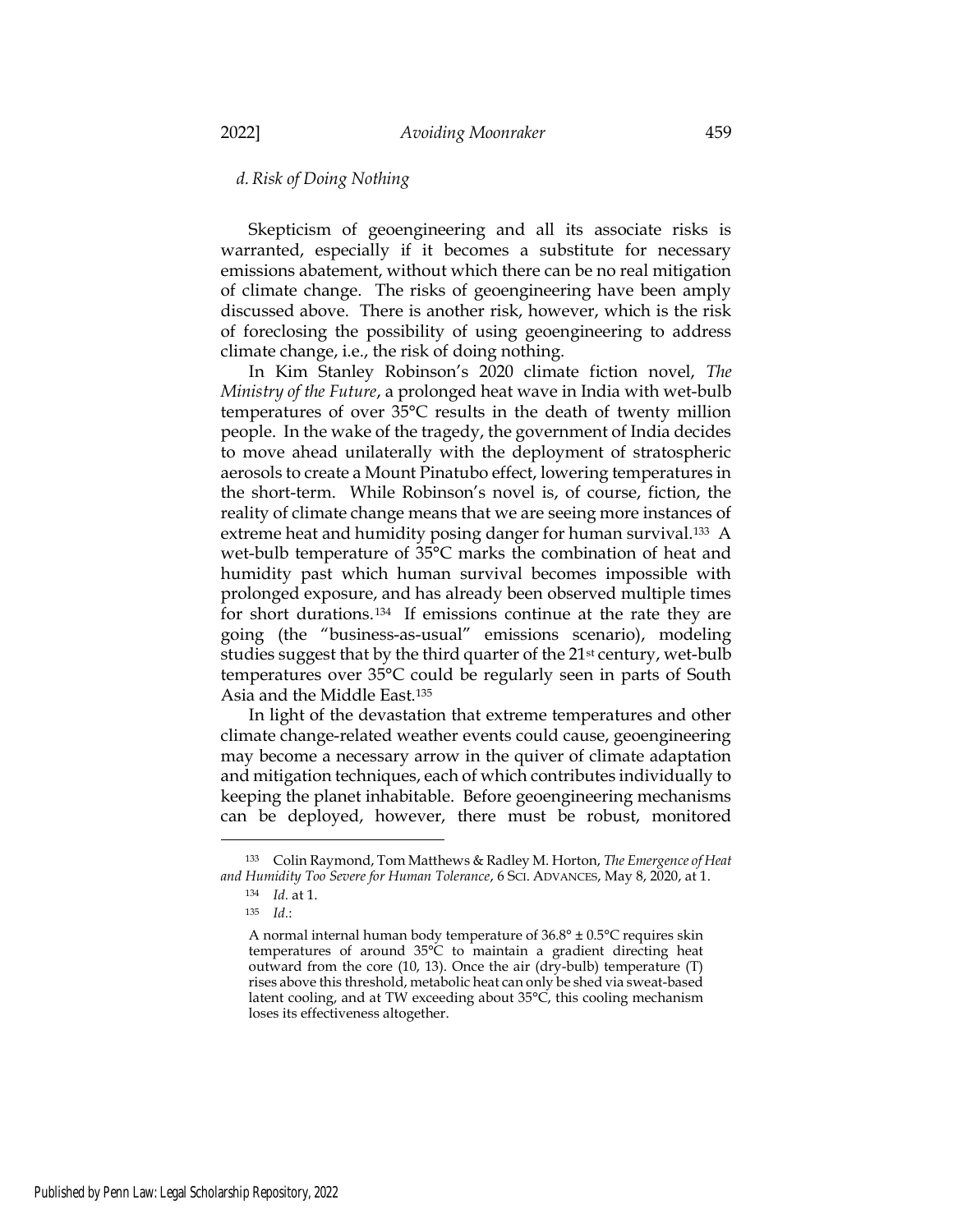### *d. Risk of Doing Nothing*

Skepticism of geoengineering and all its associate risks is warranted, especially if it becomes a substitute for necessary emissions abatement, without which there can be no real mitigation of climate change. The risks of geoengineering have been amply discussed above. There is another risk, however, which is the risk of foreclosing the possibility of using geoengineering to address climate change, i.e., the risk of doing nothing.

In Kim Stanley Robinson's 2020 climate fiction novel, *The Ministry of the Future*, a prolonged heat wave in India with wet-bulb temperatures of over 35°C results in the death of twenty million people. In the wake of the tragedy, the government of India decides to move ahead unilaterally with the deployment of stratospheric aerosols to create a Mount Pinatubo effect, lowering temperatures in the short-term. While Robinson's novel is, of course, fiction, the reality of climate change means that we are seeing more instances of extreme heat and humidity posing danger for human survival.[133] A wet-bulb temperature of 35°C marks the combination of heat and humidity past which human survival becomes impossible with prolonged exposure, and has already been observed multiple times for short durations.[134] If emissions continue at the rate they are going (the "business-as-usual" emissions scenario), modeling studies suggest that by the third quarter of the 21st century, wet-bulb temperatures over 35°C could be regularly seen in parts of South Asia and the Middle East.[135]

In light of the devastation that extreme temperatures and other climate change-related weather events could cause, geoengineering may become a necessary arrow in the quiver of climate adaptation and mitigation techniques, each of which contributes individually to keeping the planet inhabitable. Before geoengineering mechanisms can be deployed, however, there must be robust, monitored

---

[133] Colin Raymond, Tom Matthews & Radley M. Horton, *The Emergence of Heat and Humidity Too Severe for Human Tolerance*, 6 SCI. ADVANCES, May 8, 2020, at 1.

[134] *Id.* at 1.

[135] *Id.*:

> A normal internal human body temperature of 36.8° ± 0.5°C requires skin temperatures of around 35°C to maintain a gradient directing heat outward from the core (10, 13). Once the air (dry-bulb) temperature (T) rises above this threshold, metabolic heat can only be shed via sweat-based latent cooling, and at TW exceeding about 35°C, this cooling mechanism loses its effectiveness altogether.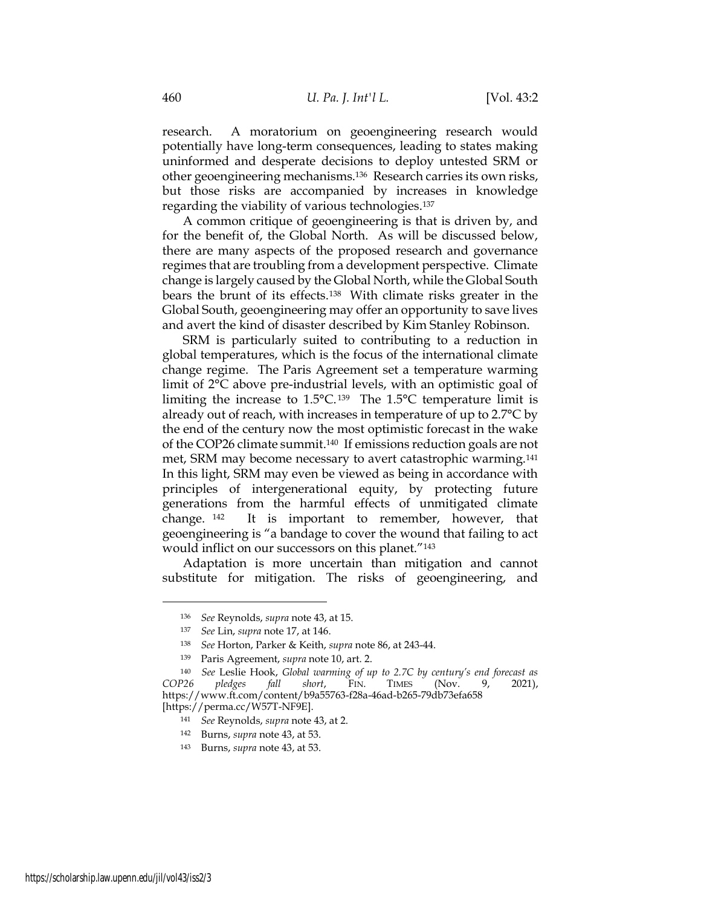research. A moratorium on geoengineering research would potentially have long-term consequences, leading to states making uninformed and desperate decisions to deploy untested SRM or other geoengineering mechanisms.[136] Research carries its own risks, but those risks are accompanied by increases in knowledge regarding the viability of various technologies.[137]

A common critique of geoengineering is that is driven by, and for the benefit of, the Global North. As will be discussed below, there are many aspects of the proposed research and governance regimes that are troubling from a development perspective. Climate change is largely caused by the Global North, while the Global South bears the brunt of its effects.[138] With climate risks greater in the Global South, geoengineering may offer an opportunity to save lives and avert the kind of disaster described by Kim Stanley Robinson.

SRM is particularly suited to contributing to a reduction in global temperatures, which is the focus of the international climate change regime. The Paris Agreement set a temperature warming limit of 2°C above pre-industrial levels, with an optimistic goal of limiting the increase to 1.5°C.[139] The 1.5°C temperature limit is already out of reach, with increases in temperature of up to 2.7°C by the end of the century now the most optimistic forecast in the wake of the COP26 climate summit.[140] If emissions reduction goals are not met, SRM may become necessary to avert catastrophic warming.[141] In this light, SRM may even be viewed as being in accordance with principles of intergenerational equity, by protecting future generations from the harmful effects of unmitigated climate change.[142] It is important to remember, however, that geoengineering is "a bandage to cover the wound that failing to act would inflict on our successors on this planet."[143]

Adaptation is more uncertain than mitigation and cannot substitute for mitigation. The risks of geoengineering, and

---

[136] *See* Reynolds, *supra* note 43, at 15.

[137] *See* Lin, *supra* note 17, at 146.

[138] *See* Horton, Parker & Keith, *supra* note 86, at 243-44.

[139] Paris Agreement, *supra* note 10, art. 2.

[140] *See* Leslie Hook, *Global warming of up to 2.7C by century's end forecast as COP26 pledges fall short*, FIN. TIMES (Nov. 9, 2021), https://www.ft.com/content/b9a55763-f28a-46ad-b265-79db73efa658 [https://perma.cc/W57T-NF9E].

[141] *See* Reynolds, *supra* note 43, at 2.

[142] Burns, *supra* note 43, at 53.

[143] Burns, *supra* note 43, at 53.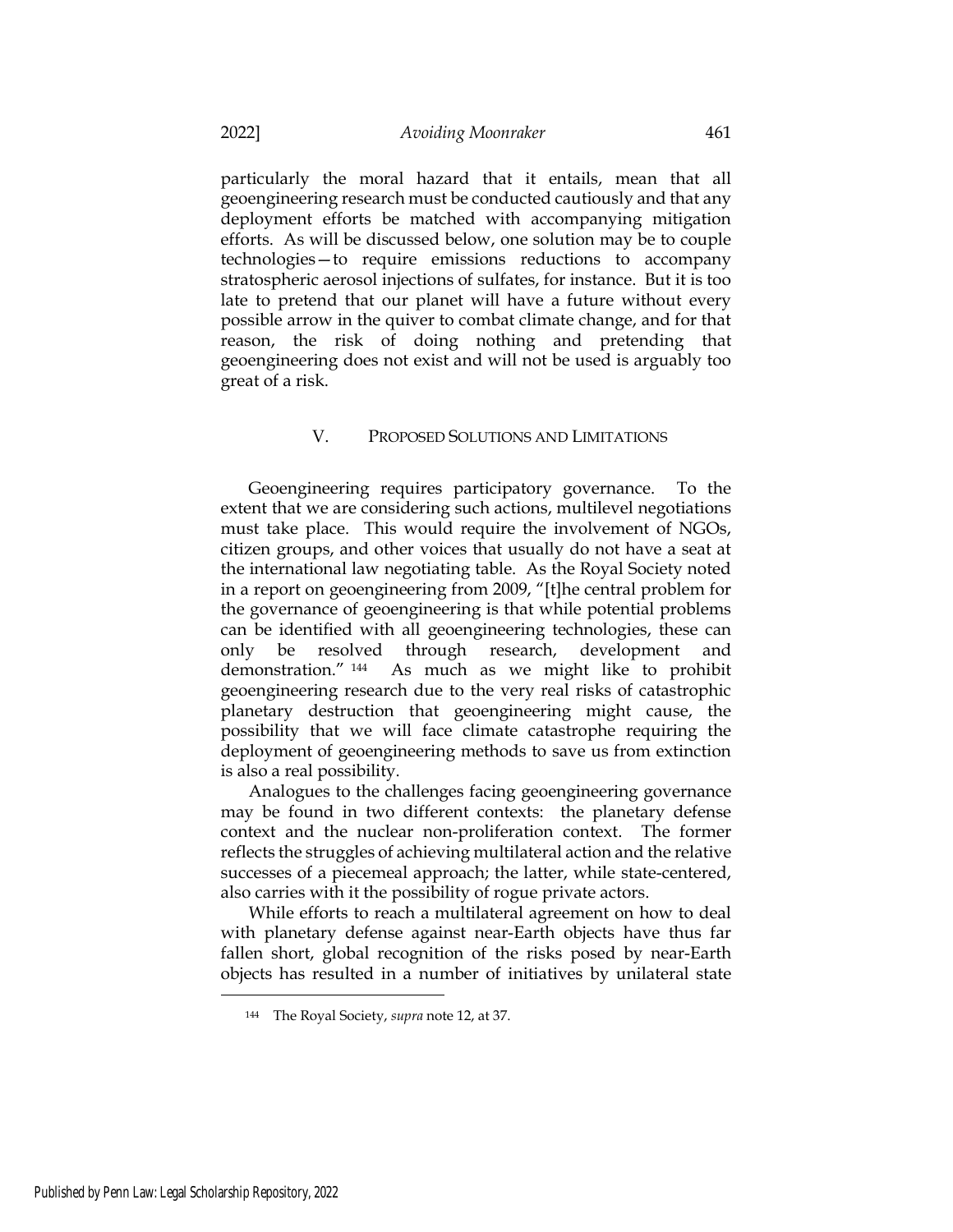particularly the moral hazard that it entails, mean that all geoengineering research must be conducted cautiously and that any deployment efforts be matched with accompanying mitigation efforts. As will be discussed below, one solution may be to couple technologies—to require emissions reductions to accompany stratospheric aerosol injections of sulfates, for instance. But it is too late to pretend that our planet will have a future without every possible arrow in the quiver to combat climate change, and for that reason, the risk of doing nothing and pretending that geoengineering does not exist and will not be used is arguably too great of a risk.

## V. PROPOSED SOLUTIONS AND LIMITATIONS

Geoengineering requires participatory governance. To the extent that we are considering such actions, multilevel negotiations must take place. This would require the involvement of NGOs, citizen groups, and other voices that usually do not have a seat at the international law negotiating table. As the Royal Society noted in a report on geoengineering from 2009, "[t]he central problem for the governance of geoengineering is that while potential problems can be identified with all geoengineering technologies, these can only be resolved through research, development and demonstration."[144] As much as we might like to prohibit geoengineering research due to the very real risks of catastrophic planetary destruction that geoengineering might cause, the possibility that we will face climate catastrophe requiring the deployment of geoengineering methods to save us from extinction is also a real possibility.

Analogues to the challenges facing geoengineering governance may be found in two different contexts: the planetary defense context and the nuclear non-proliferation context. The former reflects the struggles of achieving multilateral action and the relative successes of a piecemeal approach; the latter, while state-centered, also carries with it the possibility of rogue private actors.

While efforts to reach a multilateral agreement on how to deal with planetary defense against near-Earth objects have thus far fallen short, global recognition of the risks posed by near-Earth objects has resulted in a number of initiatives by unilateral state

---

[144] The Royal Society, *supra* note 12, at 37.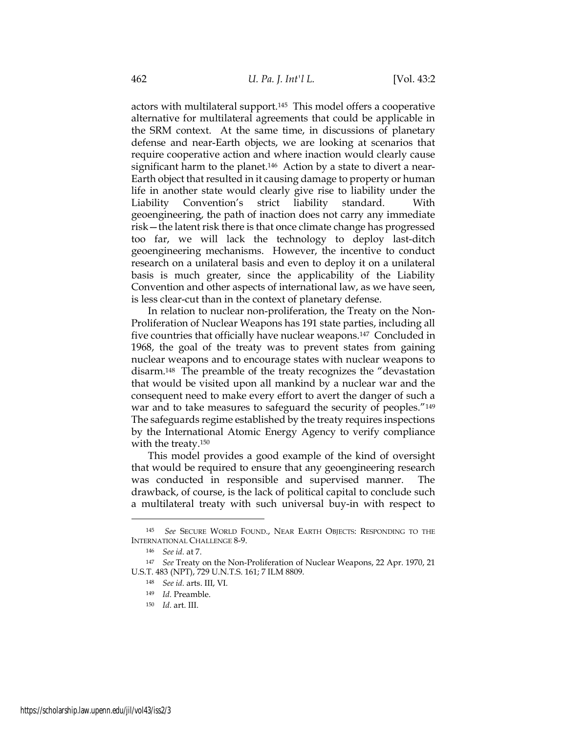actors with multilateral support.[145] This model offers a cooperative alternative for multilateral agreements that could be applicable in the SRM context. At the same time, in discussions of planetary defense and near-Earth objects, we are looking at scenarios that require cooperative action and where inaction would clearly cause significant harm to the planet.[146] Action by a state to divert a near-Earth object that resulted in it causing damage to property or human life in another state would clearly give rise to liability under the Liability Convention's strict liability standard. With geoengineering, the path of inaction does not carry any immediate risk—the latent risk there is that once climate change has progressed too far, we will lack the technology to deploy last-ditch geoengineering mechanisms. However, the incentive to conduct research on a unilateral basis and even to deploy it on a unilateral basis is much greater, since the applicability of the Liability Convention and other aspects of international law, as we have seen, is less clear-cut than in the context of planetary defense.

In relation to nuclear non-proliferation, the Treaty on the Non-Proliferation of Nuclear Weapons has 191 state parties, including all five countries that officially have nuclear weapons.[147] Concluded in 1968, the goal of the treaty was to prevent states from gaining nuclear weapons and to encourage states with nuclear weapons to disarm.[148] The preamble of the treaty recognizes the "devastation that would be visited upon all mankind by a nuclear war and the consequent need to make every effort to avert the danger of such a war and to take measures to safeguard the security of peoples."[149] The safeguards regime established by the treaty requires inspections by the International Atomic Energy Agency to verify compliance with the treaty.[150]

This model provides a good example of the kind of oversight that would be required to ensure that any geoengineering research was conducted in responsible and supervised manner. The drawback, of course, is the lack of political capital to conclude such a multilateral treaty with such universal buy-in with respect to

---

[145] *See* SECURE WORLD FOUND., NEAR EARTH OBJECTS: RESPONDING TO THE INTERNATIONAL CHALLENGE 8-9.

[146] *See id.* at 7.

[147] *See* Treaty on the Non-Proliferation of Nuclear Weapons, 22 Apr. 1970, 21 U.S.T. 483 (NPT), 729 U.N.T.S. 161; 7 ILM 8809.

[148] *See id.* arts. III, VI.

[149] *Id.* Preamble.

[150] *Id.* art. III.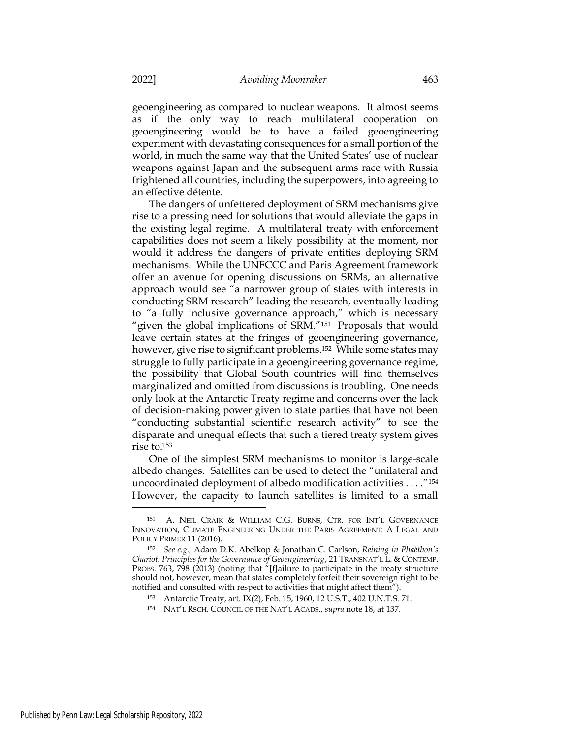geoengineering as compared to nuclear weapons. It almost seems as if the only way to reach multilateral cooperation on geoengineering would be to have a failed geoengineering experiment with devastating consequences for a small portion of the world, in much the same way that the United States' use of nuclear weapons against Japan and the subsequent arms race with Russia frightened all countries, including the superpowers, into agreeing to an effective détente.

The dangers of unfettered deployment of SRM mechanisms give rise to a pressing need for solutions that would alleviate the gaps in the existing legal regime. A multilateral treaty with enforcement capabilities does not seem a likely possibility at the moment, nor would it address the dangers of private entities deploying SRM mechanisms. While the UNFCCC and Paris Agreement framework offer an avenue for opening discussions on SRMs, an alternative approach would see "a narrower group of states with interests in conducting SRM research" leading the research, eventually leading to "a fully inclusive governance approach," which is necessary "given the global implications of SRM."[151] Proposals that would leave certain states at the fringes of geoengineering governance, however, give rise to significant problems.[152] While some states may struggle to fully participate in a geoengineering governance regime, the possibility that Global South countries will find themselves marginalized and omitted from discussions is troubling. One needs only look at the Antarctic Treaty regime and concerns over the lack of decision-making power given to state parties that have not been "conducting substantial scientific research activity" to see the disparate and unequal effects that such a tiered treaty system gives rise to.[153]

One of the simplest SRM mechanisms to monitor is large-scale albedo changes. Satellites can be used to detect the "unilateral and uncoordinated deployment of albedo modification activities . . . ."[154] However, the capacity to launch satellites is limited to a small

---

[151] A. NEIL CRAIK & WILLIAM C.G. BURNS, CTR. FOR INT'L GOVERNANCE INNOVATION, CLIMATE ENGINEERING UNDER THE PARIS AGREEMENT: A LEGAL AND POLICY PRIMER 11 (2016).

[152] *See e.g.,* Adam D.K. Abelkop & Jonathan C. Carlson, *Reining in Phaëthon's Chariot: Principles for the Governance of Geoengineering*, 21 TRANSNAT'L L. & CONTEMP. PROBS. 763, 798 (2013) (noting that "[f]ailure to participate in the treaty structure should not, however, mean that states completely forfeit their sovereign right to be notified and consulted with respect to activities that might affect them").

[153] Antarctic Treaty, art. IX(2), Feb. 15, 1960, 12 U.S.T., 402 U.N.T.S. 71.

[154] NAT'L RSCH. COUNCIL OF THE NAT'L ACADS., *supra* note 18, at 137.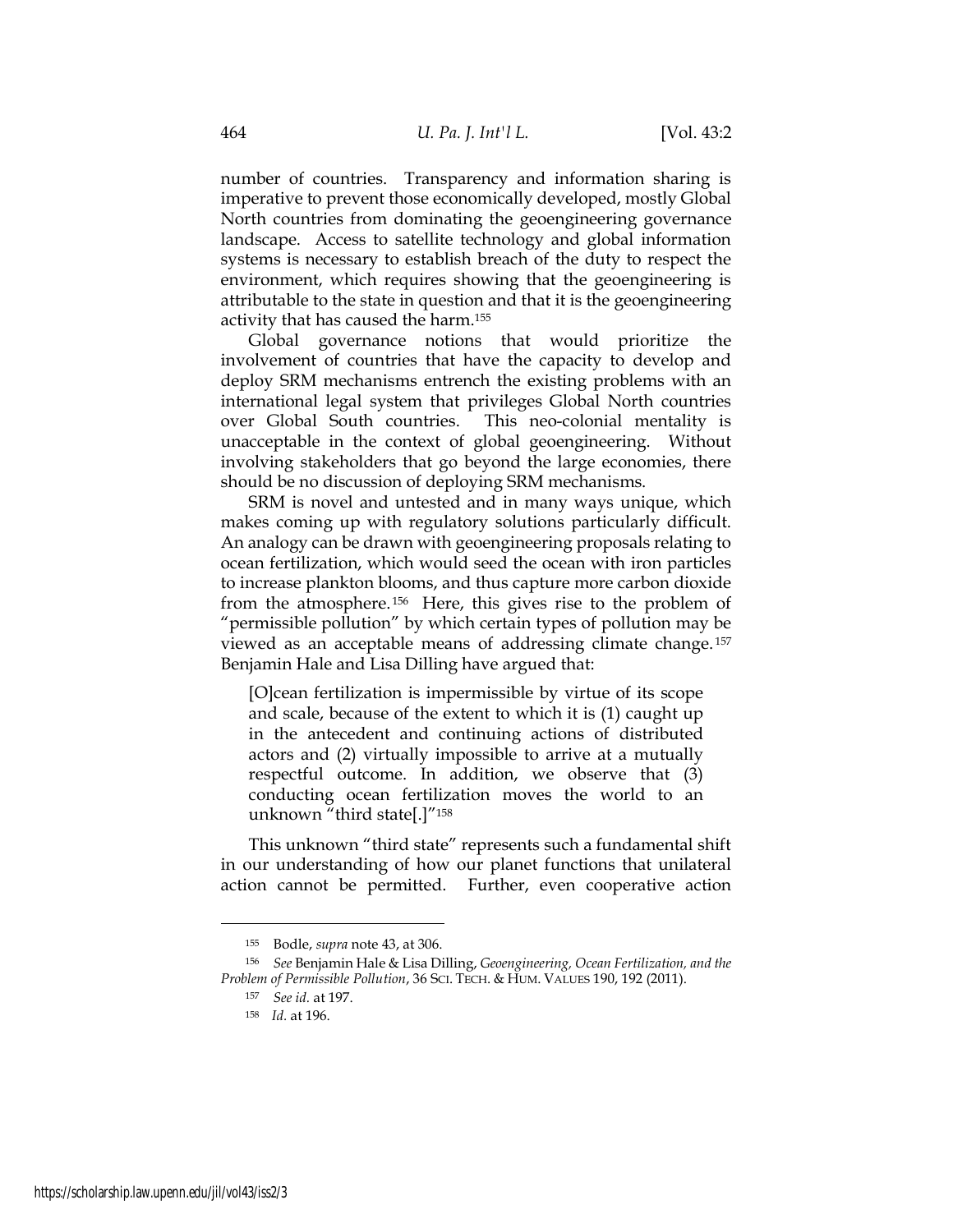number of countries. Transparency and information sharing is imperative to prevent those economically developed, mostly Global North countries from dominating the geoengineering governance landscape. Access to satellite technology and global information systems is necessary to establish breach of the duty to respect the environment, which requires showing that the geoengineering is attributable to the state in question and that it is the geoengineering activity that has caused the harm.[155]

Global governance notions that would prioritize the involvement of countries that have the capacity to develop and deploy SRM mechanisms entrench the existing problems with an international legal system that privileges Global North countries over Global South countries. This neo-colonial mentality is unacceptable in the context of global geoengineering. Without involving stakeholders that go beyond the large economies, there should be no discussion of deploying SRM mechanisms.

SRM is novel and untested and in many ways unique, which makes coming up with regulatory solutions particularly difficult. An analogy can be drawn with geoengineering proposals relating to ocean fertilization, which would seed the ocean with iron particles to increase plankton blooms, and thus capture more carbon dioxide from the atmosphere.[156] Here, this gives rise to the problem of "permissible pollution" by which certain types of pollution may be viewed as an acceptable means of addressing climate change.[157] Benjamin Hale and Lisa Dilling have argued that:

> [O]cean fertilization is impermissible by virtue of its scope and scale, because of the extent to which it is (1) caught up in the antecedent and continuing actions of distributed actors and (2) virtually impossible to arrive at a mutually respectful outcome. In addition, we observe that (3) conducting ocean fertilization moves the world to an unknown "third state[.]"[158]

This unknown "third state" represents such a fundamental shift in our understanding of how our planet functions that unilateral action cannot be permitted. Further, even cooperative action

---

[155] Bodle, *supra* note 43, at 306.

[156] *See* Benjamin Hale & Lisa Dilling, *Geoengineering, Ocean Fertilization, and the Problem of Permissible Pollution*, 36 SCI. TECH. & HUM. VALUES 190, 192 (2011).

[157] *See id.* at 197.

[158] *Id.* at 196.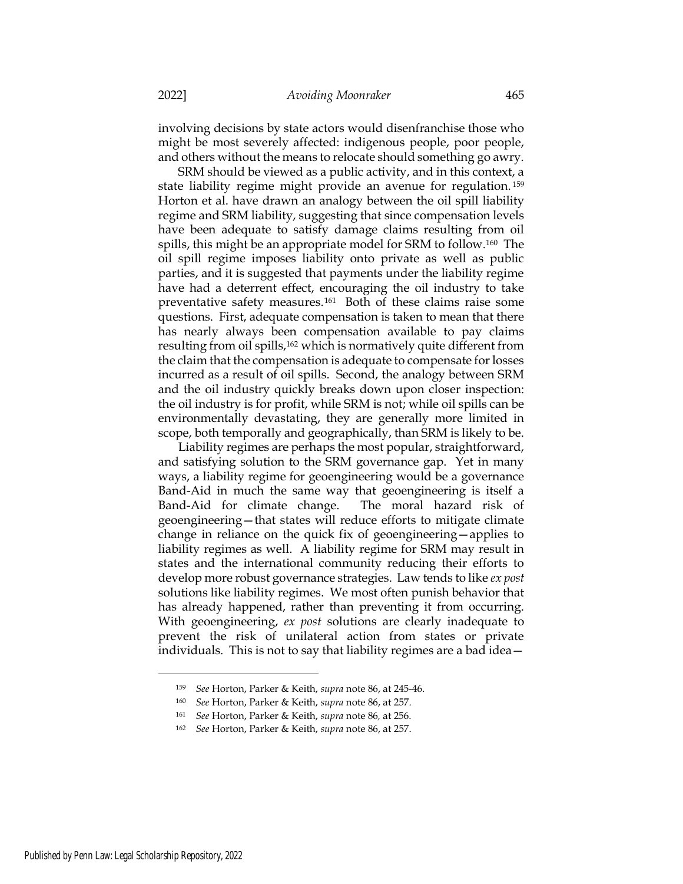involving decisions by state actors would disenfranchise those who might be most severely affected: indigenous people, poor people, and others without the means to relocate should something go awry.

SRM should be viewed as a public activity, and in this context, a state liability regime might provide an avenue for regulation.[159] Horton et al. have drawn an analogy between the oil spill liability regime and SRM liability, suggesting that since compensation levels have been adequate to satisfy damage claims resulting from oil spills, this might be an appropriate model for SRM to follow.[160] The oil spill regime imposes liability onto private as well as public parties, and it is suggested that payments under the liability regime have had a deterrent effect, encouraging the oil industry to take preventative safety measures.[161] Both of these claims raise some questions. First, adequate compensation is taken to mean that there has nearly always been compensation available to pay claims resulting from oil spills,[162] which is normatively quite different from the claim that the compensation is adequate to compensate for losses incurred as a result of oil spills. Second, the analogy between SRM and the oil industry quickly breaks down upon closer inspection: the oil industry is for profit, while SRM is not; while oil spills can be environmentally devastating, they are generally more limited in scope, both temporally and geographically, than SRM is likely to be.

Liability regimes are perhaps the most popular, straightforward, and satisfying solution to the SRM governance gap. Yet in many ways, a liability regime for geoengineering would be a governance Band-Aid in much the same way that geoengineering is itself a Band-Aid for climate change. The moral hazard risk of geoengineering—that states will reduce efforts to mitigate climate change in reliance on the quick fix of geoengineering—applies to liability regimes as well. A liability regime for SRM may result in states and the international community reducing their efforts to develop more robust governance strategies. Law tends to like *ex post* solutions like liability regimes. We most often punish behavior that has already happened, rather than preventing it from occurring. With geoengineering, *ex post* solutions are clearly inadequate to prevent the risk of unilateral action from states or private individuals. This is not to say that liability regimes are a bad idea—

---

[159] *See* Horton, Parker & Keith, *supra* note 86, at 245-46.

[160] *See* Horton, Parker & Keith, *supra* note 86, at 257.

[161] *See* Horton, Parker & Keith, *supra* note 86, at 256.

[162] *See* Horton, Parker & Keith, *supra* note 86, at 257.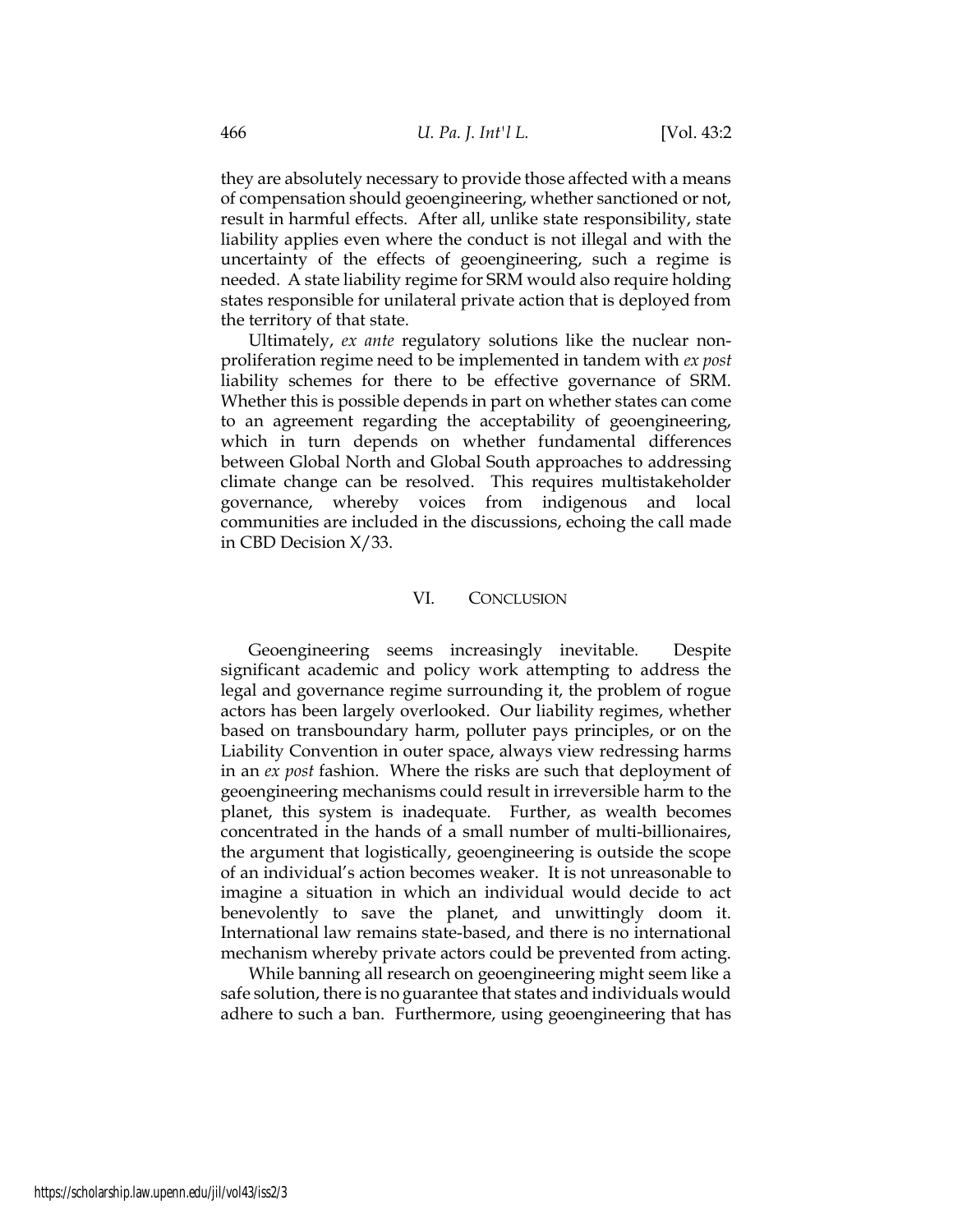they are absolutely necessary to provide those affected with a means of compensation should geoengineering, whether sanctioned or not, result in harmful effects. After all, unlike state responsibility, state liability applies even where the conduct is not illegal and with the uncertainty of the effects of geoengineering, such a regime is needed. A state liability regime for SRM would also require holding states responsible for unilateral private action that is deployed from the territory of that state.

Ultimately, *ex ante* regulatory solutions like the nuclear non-proliferation regime need to be implemented in tandem with *ex post* liability schemes for there to be effective governance of SRM. Whether this is possible depends in part on whether states can come to an agreement regarding the acceptability of geoengineering, which in turn depends on whether fundamental differences between Global North and Global South approaches to addressing climate change can be resolved. This requires multistakeholder governance, whereby voices from indigenous and local communities are included in the discussions, echoing the call made in CBD Decision X/33.

## VI. CONCLUSION

Geoengineering seems increasingly inevitable. Despite significant academic and policy work attempting to address the legal and governance regime surrounding it, the problem of rogue actors has been largely overlooked. Our liability regimes, whether based on transboundary harm, polluter pays principles, or on the Liability Convention in outer space, always view redressing harms in an *ex post* fashion. Where the risks are such that deployment of geoengineering mechanisms could result in irreversible harm to the planet, this system is inadequate. Further, as wealth becomes concentrated in the hands of a small number of multi-billionaires, the argument that logistically, geoengineering is outside the scope of an individual's action becomes weaker. It is not unreasonable to imagine a situation in which an individual would decide to act benevolently to save the planet, and unwittingly doom it. International law remains state-based, and there is no international mechanism whereby private actors could be prevented from acting.

While banning all research on geoengineering might seem like a safe solution, there is no guarantee that states and individuals would adhere to such a ban. Furthermore, using geoengineering that has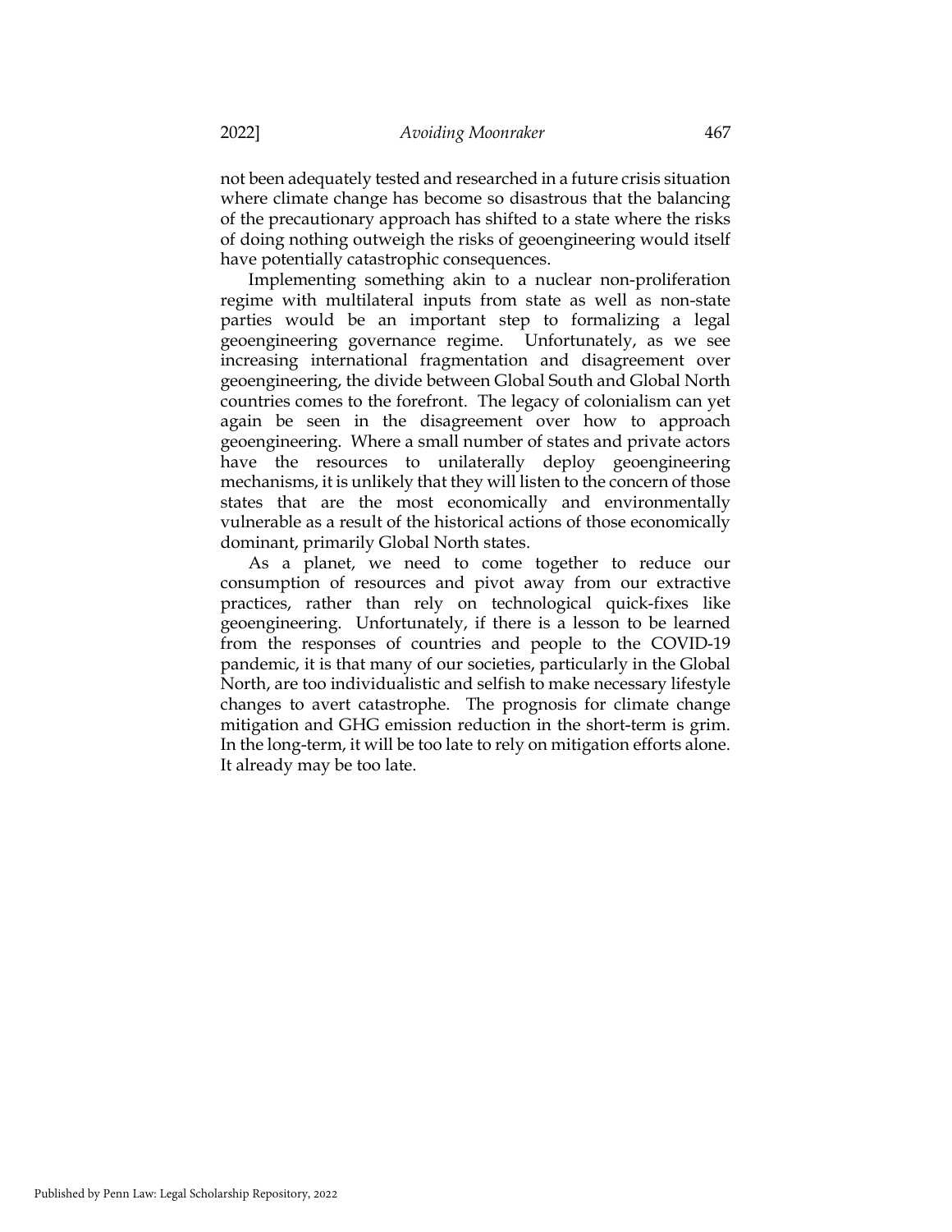not been adequately tested and researched in a future crisis situation where climate change has become so disastrous that the balancing of the precautionary approach has shifted to a state where the risks of doing nothing outweigh the risks of geoengineering would itself have potentially catastrophic consequences.

Implementing something akin to a nuclear non-proliferation regime with multilateral inputs from state as well as non-state parties would be an important step to formalizing a legal geoengineering governance regime. Unfortunately, as we see increasing international fragmentation and disagreement over geoengineering, the divide between Global South and Global North countries comes to the forefront. The legacy of colonialism can yet again be seen in the disagreement over how to approach geoengineering. Where a small number of states and private actors have the resources to unilaterally deploy geoengineering mechanisms, it is unlikely that they will listen to the concern of those states that are the most economically and environmentally vulnerable as a result of the historical actions of those economically dominant, primarily Global North states.

As a planet, we need to come together to reduce our consumption of resources and pivot away from our extractive practices, rather than rely on technological quick-fixes like geoengineering. Unfortunately, if there is a lesson to be learned from the responses of countries and people to the COVID-19 pandemic, it is that many of our societies, particularly in the Global North, are too individualistic and selfish to make necessary lifestyle changes to avert catastrophe. The prognosis for climate change mitigation and GHG emission reduction in the short-term is grim. In the long-term, it will be too late to rely on mitigation efforts alone. It already may be too late.